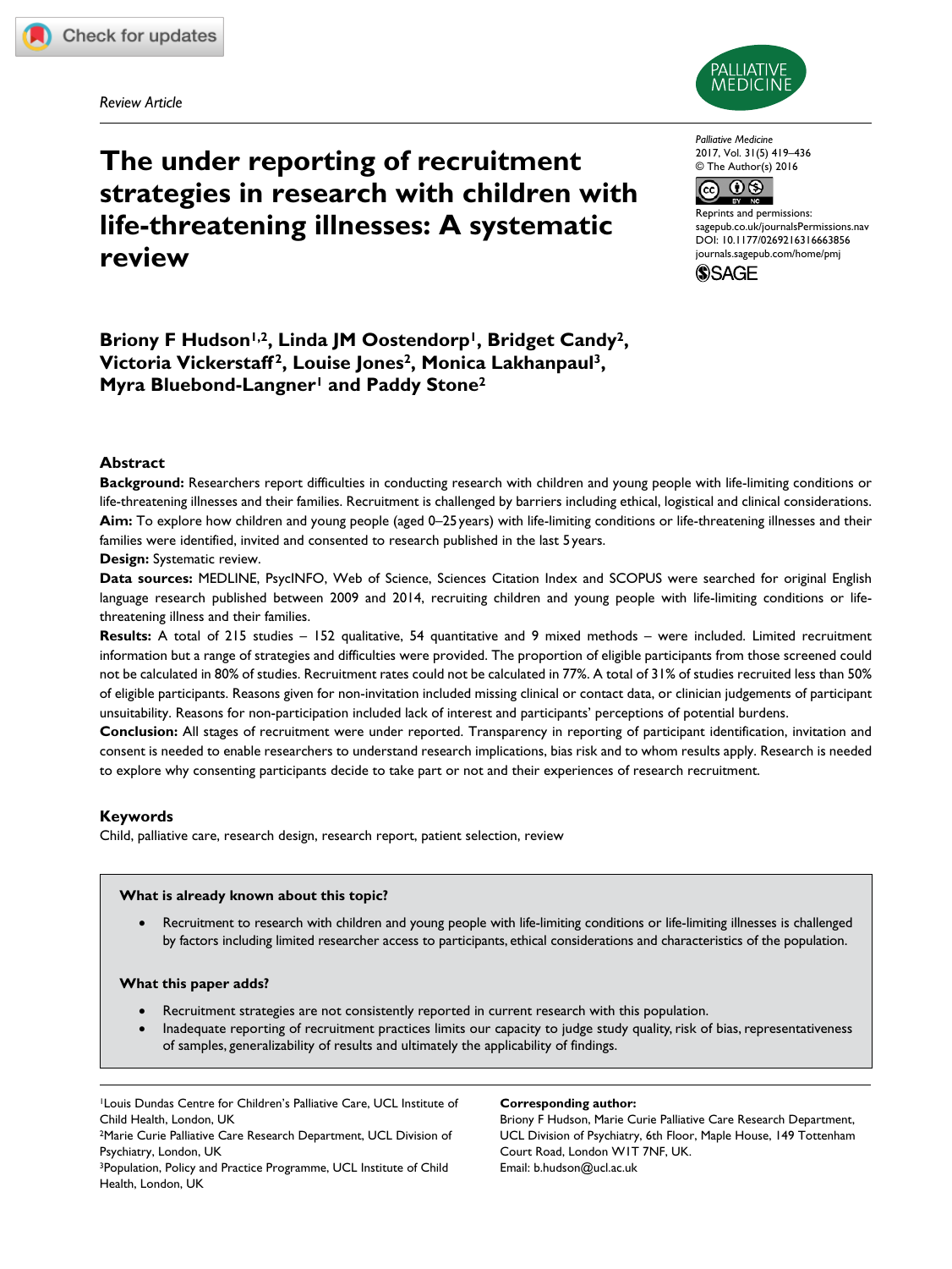Review Article

# The under reporting of recruitment strategies in research with children with life-threatening illnesses: A systematic review

**Briony F Hudson[1,2], Linda JM Oostendorp[1], Bridget Candy[2], Victoria Vickerstaff[2], Louise Jones[2], Monica Lakhanpaul[3], Myra Bluebond-Langner[1] and Paddy Stone[2]**

## Abstract

**Background:** Researchers report difficulties in conducting research with children and young people with life-limiting conditions or life-threatening illnesses and their families. Recruitment is challenged by barriers including ethical, logistical and clinical considerations.

**Aim:** To explore how children and young people (aged 0–25 years) with life-limiting conditions or life-threatening illnesses and their families were identified, invited and consented to research published in the last 5 years.

**Design:** Systematic review.

**Data sources:** MEDLINE, PsycINFO, Web of Science, Sciences Citation Index and SCOPUS were searched for original English language research published between 2009 and 2014, recruiting children and young people with life-limiting conditions or life-threatening illness and their families.

**Results:** A total of 215 studies – 152 qualitative, 54 quantitative and 9 mixed methods – were included. Limited recruitment information but a range of strategies and difficulties were provided. The proportion of eligible participants from those screened could not be calculated in 80% of studies. Recruitment rates could not be calculated in 77%. A total of 31% of studies recruited less than 50% of eligible participants. Reasons given for non-invitation included missing clinical or contact data, or clinician judgements of participant unsuitability. Reasons for non-participation included lack of interest and participants' perceptions of potential burdens.

**Conclusion:** All stages of recruitment were under reported. Transparency in reporting of participant identification, invitation and consent is needed to enable researchers to understand research implications, bias risk and to whom results apply. Research is needed to explore why consenting participants decide to take part or not and their experiences of research recruitment.

## Keywords

Child, palliative care, research design, research report, patient selection, review

### What is already known about this topic?

- Recruitment to research with children and young people with life-limiting conditions or life-limiting illnesses is challenged by factors including limited researcher access to participants, ethical considerations and characteristics of the population.

### What this paper adds?

- Recruitment strategies are not consistently reported in current research with this population.
- Inadequate reporting of recruitment practices limits our capacity to judge study quality, risk of bias, representativeness of samples, generalizability of results and ultimately the applicability of findings.

[1]Louis Dundas Centre for Children's Palliative Care, UCL Institute of Child Health, London, UK
[2]Marie Curie Palliative Care Research Department, UCL Division of Psychiatry, London, UK
[3]Population, Policy and Practice Programme, UCL Institute of Child Health, London, UK

**Corresponding author:**
Briony F Hudson, Marie Curie Palliative Care Research Department, UCL Division of Psychiatry, 6th Floor, Maple House, 149 Tottenham Court Road, London W1T 7NF, UK.
Email: b.hudson@ucl.ac.uk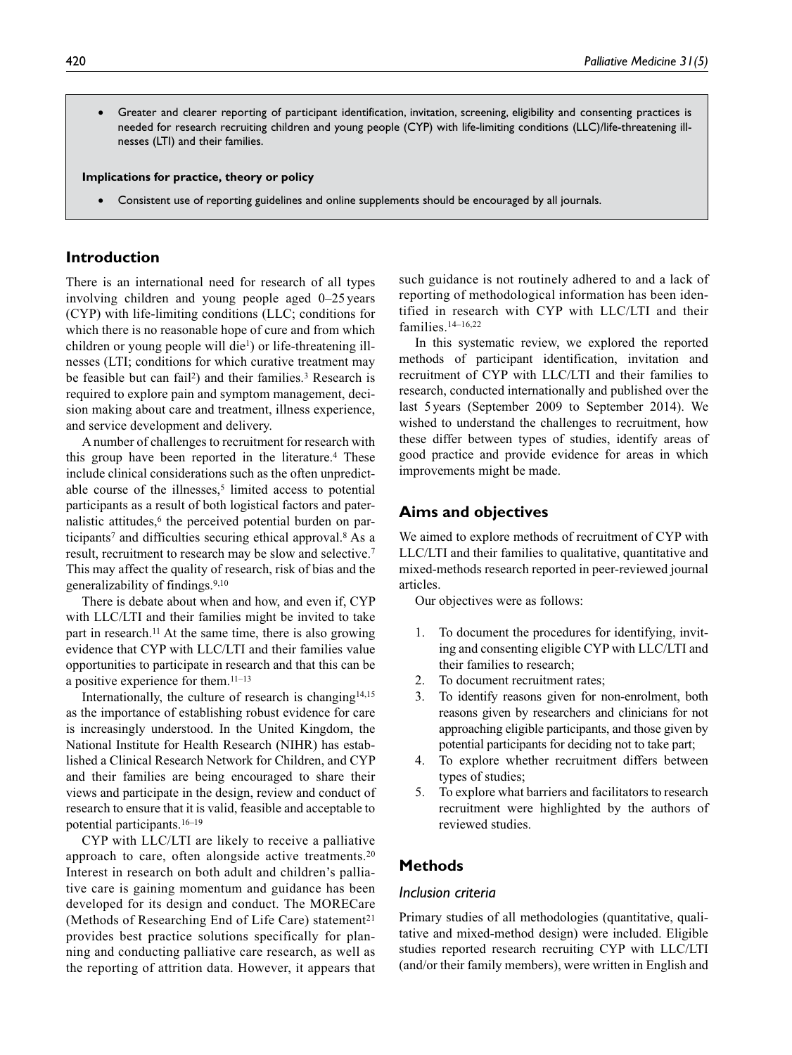- Greater and clearer reporting of participant identification, invitation, screening, eligibility and consenting practices is needed for research recruiting children and young people (CYP) with life-limiting conditions (LLC)/life-threatening illnesses (LTI) and their families.

**Implications for practice, theory or policy**

- Consistent use of reporting guidelines and online supplements should be encouraged by all journals.

## Introduction

There is an international need for research of all types involving children and young people aged 0–25 years (CYP) with life-limiting conditions (LLC; conditions for which there is no reasonable hope of cure and from which children or young people will die[1]) or life-threatening illnesses (LTI; conditions for which curative treatment may be feasible but can fail[2]) and their families.[3] Research is required to explore pain and symptom management, decision making about care and treatment, illness experience, and service development and delivery.

A number of challenges to recruitment for research with this group have been reported in the literature.[4] These include clinical considerations such as the often unpredictable course of the illnesses,[5] limited access to potential participants as a result of both logistical factors and paternalistic attitudes,[6] the perceived potential burden on participants[7] and difficulties securing ethical approval.[8] As a result, recruitment to research may be slow and selective.[7] This may affect the quality of research, risk of bias and the generalizability of findings.[9,10]

There is debate about when and how, and even if, CYP with LLC/LTI and their families might be invited to take part in research.[11] At the same time, there is also growing evidence that CYP with LLC/LTI and their families value opportunities to participate in research and that this can be a positive experience for them.[11–13]

Internationally, the culture of research is changing[14,15] as the importance of establishing robust evidence for care is increasingly understood. In the United Kingdom, the National Institute for Health Research (NIHR) has established a Clinical Research Network for Children, and CYP and their families are being encouraged to share their views and participate in the design, review and conduct of research to ensure that it is valid, feasible and acceptable to potential participants.[16–19]

CYP with LLC/LTI are likely to receive a palliative approach to care, often alongside active treatments.[20] Interest in research on both adult and children's palliative care is gaining momentum and guidance has been developed for its design and conduct. The MORECare (Methods of Researching End of Life Care) statement[21] provides best practice solutions specifically for planning and conducting palliative care research, as well as the reporting of attrition data. However, it appears that such guidance is not routinely adhered to and a lack of reporting of methodological information has been identified in research with CYP with LLC/LTI and their families.[14–16,22]

In this systematic review, we explored the reported methods of participant identification, invitation and recruitment of CYP with LLC/LTI and their families to research, conducted internationally and published over the last 5 years (September 2009 to September 2014). We wished to understand the challenges to recruitment, how these differ between types of studies, identify areas of good practice and provide evidence for areas in which improvements might be made.

## Aims and objectives

We aimed to explore methods of recruitment of CYP with LLC/LTI and their families to qualitative, quantitative and mixed-methods research reported in peer-reviewed journal articles.

Our objectives were as follows:

1. To document the procedures for identifying, inviting and consenting eligible CYP with LLC/LTI and their families to research;
2. To document recruitment rates;
3. To identify reasons given for non-enrolment, both reasons given by researchers and clinicians for not approaching eligible participants, and those given by potential participants for deciding not to take part;
4. To explore whether recruitment differs between types of studies;
5. To explore what barriers and facilitators to research recruitment were highlighted by the authors of reviewed studies.

## Methods

### Inclusion criteria

Primary studies of all methodologies (quantitative, qualitative and mixed-method design) were included. Eligible studies reported research recruiting CYP with LLC/LTI (and/or their family members), were written in English and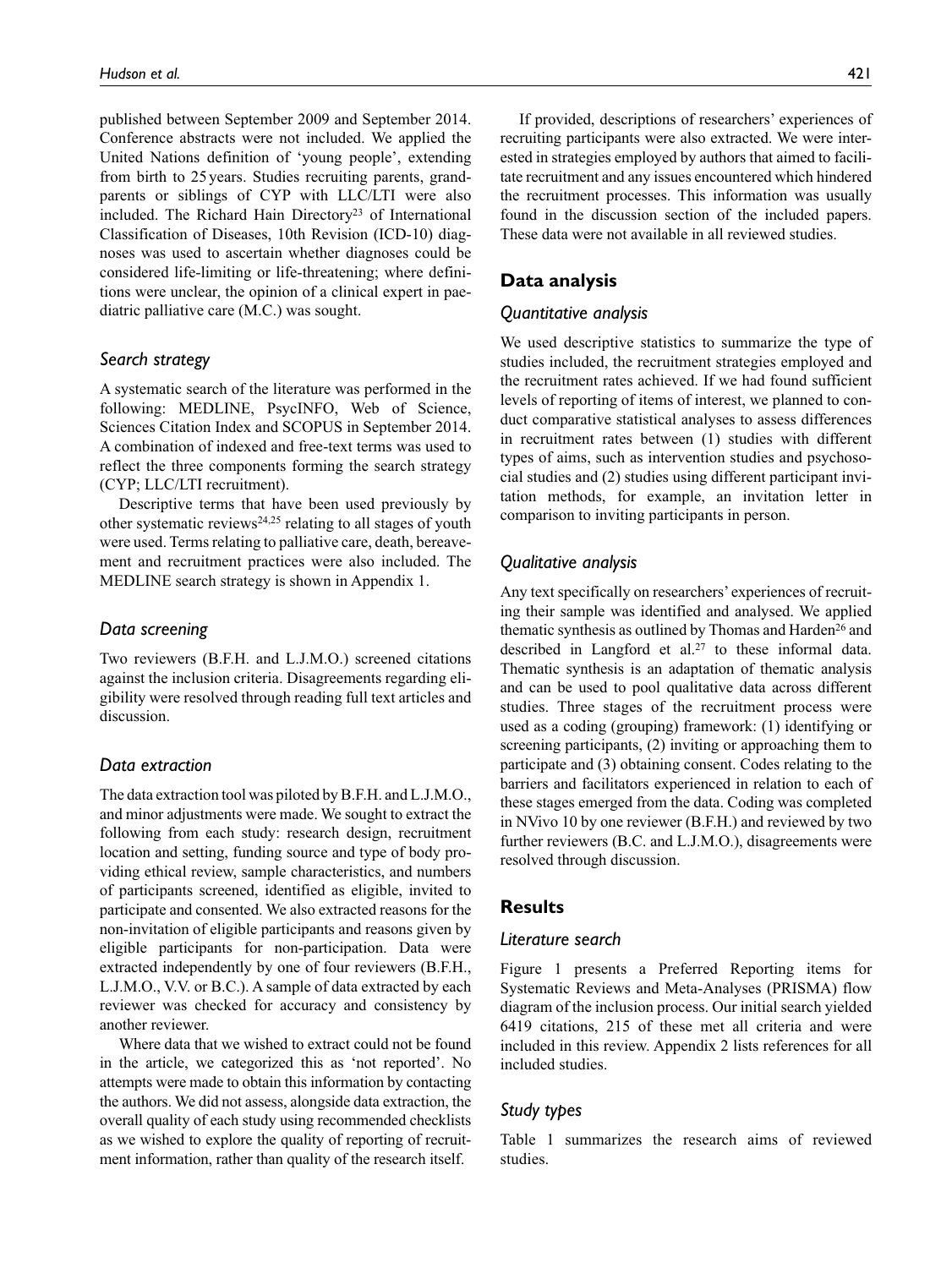published between September 2009 and September 2014. Conference abstracts were not included. We applied the United Nations definition of 'young people', extending from birth to 25 years. Studies recruiting parents, grandparents or siblings of CYP with LLC/LTI were also included. The Richard Hain Directory[23] of International Classification of Diseases, 10th Revision (ICD-10) diagnoses was used to ascertain whether diagnoses could be considered life-limiting or life-threatening; where definitions were unclear, the opinion of a clinical expert in paediatric palliative care (M.C.) was sought.

### *Search strategy*

A systematic search of the literature was performed in the following: MEDLINE, PsycINFO, Web of Science, Sciences Citation Index and SCOPUS in September 2014. A combination of indexed and free-text terms was used to reflect the three components forming the search strategy (CYP; LLC/LTI recruitment).

Descriptive terms that have been used previously by other systematic reviews[24,25] relating to all stages of youth were used. Terms relating to palliative care, death, bereavement and recruitment practices were also included. The MEDLINE search strategy is shown in Appendix 1.

### *Data screening*

Two reviewers (B.F.H. and L.J.M.O.) screened citations against the inclusion criteria. Disagreements regarding eligibility were resolved through reading full text articles and discussion.

### *Data extraction*

The data extraction tool was piloted by B.F.H. and L.J.M.O., and minor adjustments were made. We sought to extract the following from each study: research design, recruitment location and setting, funding source and type of body providing ethical review, sample characteristics, and numbers of participants screened, identified as eligible, invited to participate and consented. We also extracted reasons for the non-invitation of eligible participants and reasons given by eligible participants for non-participation. Data were extracted independently by one of four reviewers (B.F.H., L.J.M.O., V.V. or B.C.). A sample of data extracted by each reviewer was checked for accuracy and consistency by another reviewer.

Where data that we wished to extract could not be found in the article, we categorized this as 'not reported'. No attempts were made to obtain this information by contacting the authors. We did not assess, alongside data extraction, the overall quality of each study using recommended checklists as we wished to explore the quality of reporting of recruitment information, rather than quality of the research itself.

If provided, descriptions of researchers' experiences of recruiting participants were also extracted. We were interested in strategies employed by authors that aimed to facilitate recruitment and any issues encountered which hindered the recruitment processes. This information was usually found in the discussion section of the included papers. These data were not available in all reviewed studies.

## Data analysis

### *Quantitative analysis*

We used descriptive statistics to summarize the type of studies included, the recruitment strategies employed and the recruitment rates achieved. If we had found sufficient levels of reporting of items of interest, we planned to conduct comparative statistical analyses to assess differences in recruitment rates between (1) studies with different types of aims, such as intervention studies and psychosocial studies and (2) studies using different participant invitation methods, for example, an invitation letter in comparison to inviting participants in person.

### *Qualitative analysis*

Any text specifically on researchers' experiences of recruiting their sample was identified and analysed. We applied thematic synthesis as outlined by Thomas and Harden[26] and described in Langford et al.[27] to these informal data. Thematic synthesis is an adaptation of thematic analysis and can be used to pool qualitative data across different studies. Three stages of the recruitment process were used as a coding (grouping) framework: (1) identifying or screening participants, (2) inviting or approaching them to participate and (3) obtaining consent. Codes relating to the barriers and facilitators experienced in relation to each of these stages emerged from the data. Coding was completed in NVivo 10 by one reviewer (B.F.H.) and reviewed by two further reviewers (B.C. and L.J.M.O.), disagreements were resolved through discussion.

## Results

### *Literature search*

Figure 1 presents a Preferred Reporting items for Systematic Reviews and Meta-Analyses (PRISMA) flow diagram of the inclusion process. Our initial search yielded 6419 citations, 215 of these met all criteria and were included in this review. Appendix 2 lists references for all included studies.

### *Study types*

Table 1 summarizes the research aims of reviewed studies.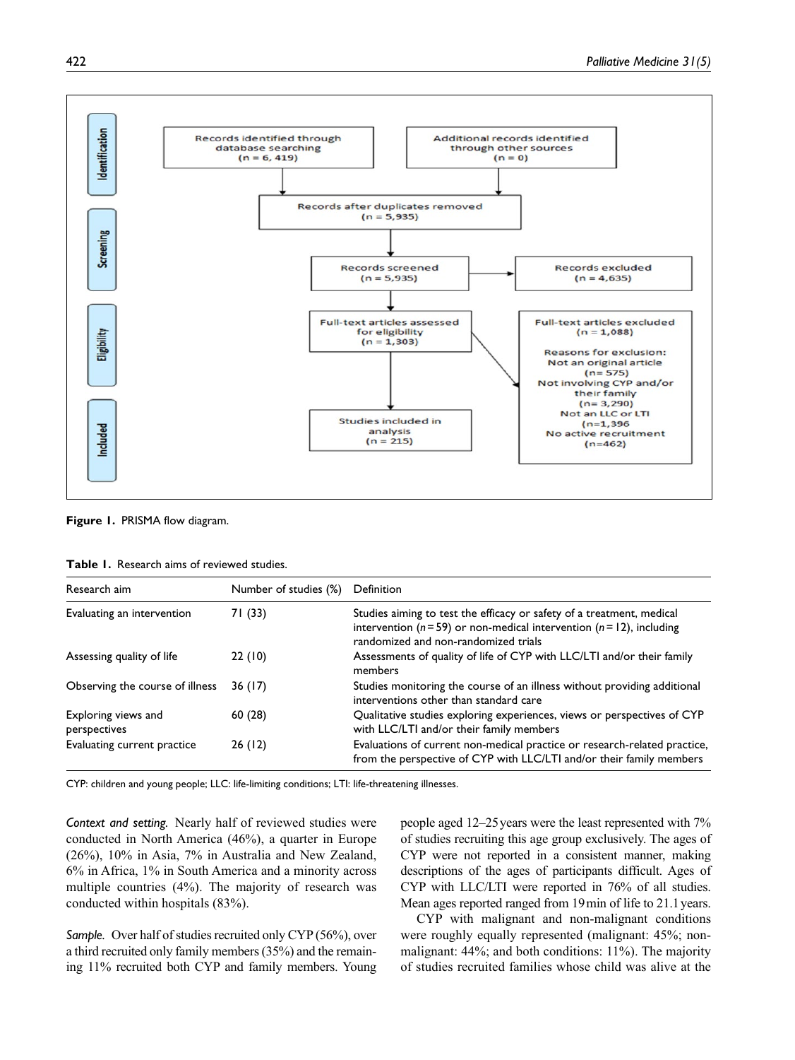Figure 1. PRISMA flow diagram.

**Table 1.** Research aims of reviewed studies.

| Research aim | Number of studies (%) | Definition |
|---|---|---|
| Evaluating an intervention | 71 (33) | Studies aiming to test the efficacy or safety of a treatment, medical intervention ($n$ = 59) or non-medical intervention ($n$ = 12), including randomized and non-randomized trials |
| Assessing quality of life | 22 (10) | Assessments of quality of life of CYP with LLC/LTI and/or their family members |
| Observing the course of illness | 36 (17) | Studies monitoring the course of an illness without providing additional interventions other than standard care |
| Exploring views and perspectives | 60 (28) | Qualitative studies exploring experiences, views or perspectives of CYP with LLC/LTI and/or their family members |
| Evaluating current practice | 26 (12) | Evaluations of current non-medical practice or research-related practice, from the perspective of CYP with LLC/LTI and/or their family members |

CYP: children and young people; LLC: life-limiting conditions; LTI: life-threatening illnesses.

*Context and setting.* Nearly half of reviewed studies were conducted in North America (46%), a quarter in Europe (26%), 10% in Asia, 7% in Australia and New Zealand, 6% in Africa, 1% in South America and a minority across multiple countries (4%). The majority of research was conducted within hospitals (83%).

*Sample.* Over half of studies recruited only CYP (56%), over a third recruited only family members (35%) and the remaining 11% recruited both CYP and family members. Young people aged 12–25 years were the least represented with 7% of studies recruiting this age group exclusively. The ages of CYP were not reported in a consistent manner, making descriptions of the ages of participants difficult. Ages of CYP with LLC/LTI were reported in 76% of all studies. Mean ages reported ranged from 19 min of life to 21.1 years.

CYP with malignant and non-malignant conditions were roughly equally represented (malignant: 45%; non-malignant: 44%; and both conditions: 11%). The majority of studies recruited families whose child was alive at the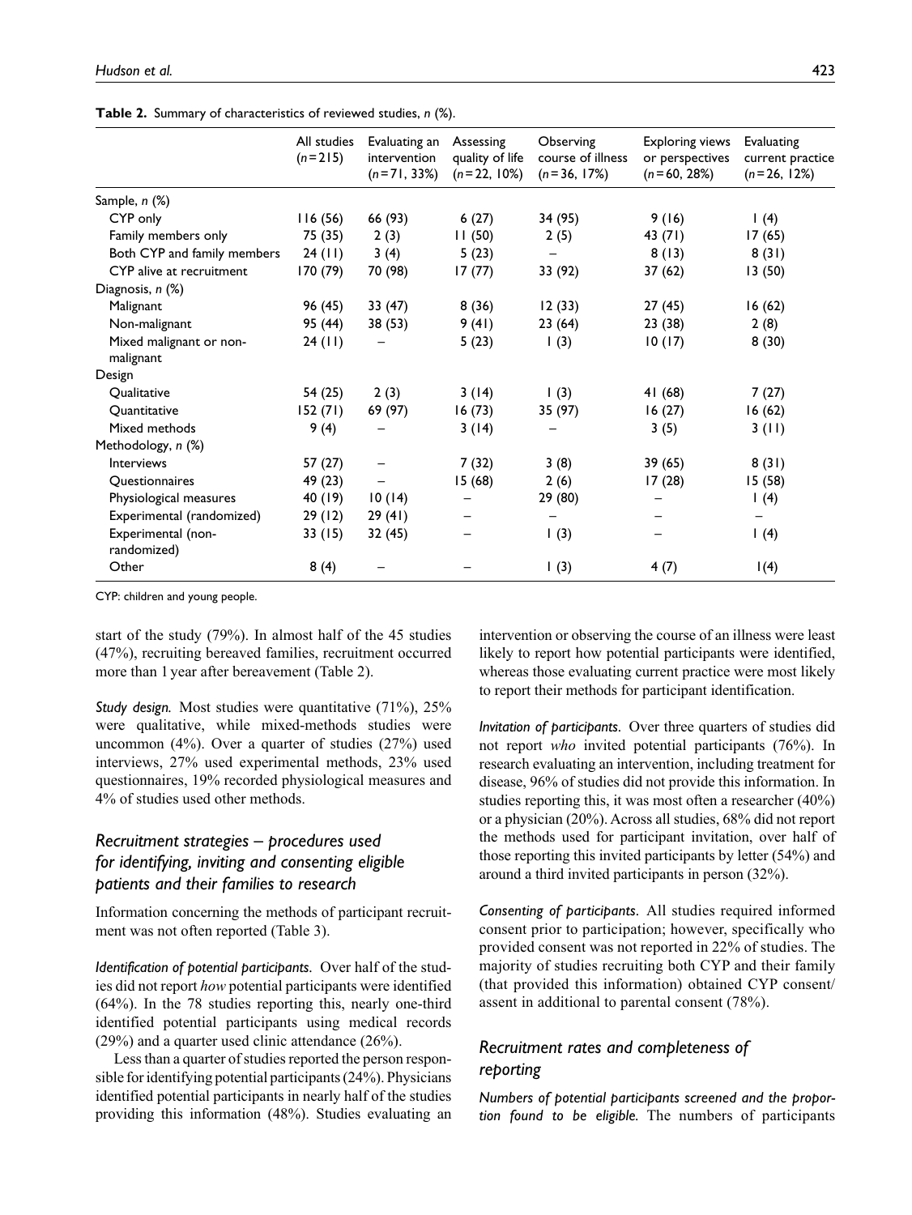**Table 2.** Summary of characteristics of reviewed studies, *n* (%).

| | All studies (*n*=215) | Evaluating an intervention (*n*=71, 33%) | Assessing quality of life (*n*=22, 10%) | Observing course of illness (*n*=36, 17%) | Exploring views or perspectives (*n*=60, 28%) | Evaluating current practice (*n*=26, 12%) |
|---|---|---|---|---|---|---|
| Sample, *n* (%) | | | | | | |
| CYP only | 116 (56) | 66 (93) | 6 (27) | 34 (95) | 9 (16) | 1 (4) |
| Family members only | 75 (35) | 2 (3) | 11 (50) | 2 (5) | 43 (71) | 17 (65) |
| Both CYP and family members | 24 (11) | 3 (4) | 5 (23) | – | 8 (13) | 8 (31) |
| CYP alive at recruitment | 170 (79) | 70 (98) | 17 (77) | 33 (92) | 37 (62) | 13 (50) |
| Diagnosis, *n* (%) | | | | | | |
| Malignant | 96 (45) | 33 (47) | 8 (36) | 12 (33) | 27 (45) | 16 (62) |
| Non-malignant | 95 (44) | 38 (53) | 9 (41) | 23 (64) | 23 (38) | 2 (8) |
| Mixed malignant or non-malignant | 24 (11) | – | 5 (23) | 1 (3) | 10 (17) | 8 (30) |
| Design | | | | | | |
| Qualitative | 54 (25) | 2 (3) | 3 (14) | 1 (3) | 41 (68) | 7 (27) |
| Quantitative | 152 (71) | 69 (97) | 16 (73) | 35 (97) | 16 (27) | 16 (62) |
| Mixed methods | 9 (4) | – | 3 (14) | – | 3 (5) | 3 (11) |
| Methodology, *n* (%) | | | | | | |
| Interviews | 57 (27) | – | 7 (32) | 3 (8) | 39 (65) | 8 (31) |
| Questionnaires | 49 (23) | – | 15 (68) | 2 (6) | 17 (28) | 15 (58) |
| Physiological measures | 40 (19) | 10 (14) | – | 29 (80) | – | 1 (4) |
| Experimental (randomized) | 29 (12) | 29 (41) | – | – | – | – |
| Experimental (non-randomized) | 33 (15) | 32 (45) | – | 1 (3) | – | 1 (4) |
| Other | 8 (4) | – | – | 1 (3) | 4 (7) | 1(4) |

CYP: children and young people.

start of the study (79%). In almost half of the 45 studies (47%), recruiting bereaved families, recruitment occurred more than 1 year after bereavement (Table 2).

*Study design.* Most studies were quantitative (71%), 25% were qualitative, while mixed-methods studies were uncommon (4%). Over a quarter of studies (27%) used interviews, 27% used experimental methods, 23% used questionnaires, 19% recorded physiological measures and 4% of studies used other methods.

## *Recruitment strategies – procedures used for identifying, inviting and consenting eligible patients and their families to research*

Information concerning the methods of participant recruitment was not often reported (Table 3).

*Identification of potential participants.* Over half of the studies did not report *how* potential participants were identified (64%). In the 78 studies reporting this, nearly one-third identified potential participants using medical records (29%) and a quarter used clinic attendance (26%).

Less than a quarter of studies reported the person responsible for identifying potential participants (24%). Physicians identified potential participants in nearly half of the studies providing this information (48%). Studies evaluating an intervention or observing the course of an illness were least likely to report how potential participants were identified, whereas those evaluating current practice were most likely to report their methods for participant identification.

*Invitation of participants.* Over three quarters of studies did not report *who* invited potential participants (76%). In research evaluating an intervention, including treatment for disease, 96% of studies did not provide this information. In studies reporting this, it was most often a researcher (40%) or a physician (20%). Across all studies, 68% did not report the methods used for participant invitation, over half of those reporting this invited participants by letter (54%) and around a third invited participants in person (32%).

*Consenting of participants.* All studies required informed consent prior to participation; however, specifically who provided consent was not reported in 22% of studies. The majority of studies recruiting both CYP and their family (that provided this information) obtained CYP consent/assent in additional to parental consent (78%).

## *Recruitment rates and completeness of reporting*

*Numbers of potential participants screened and the proportion found to be eligible.* The numbers of participants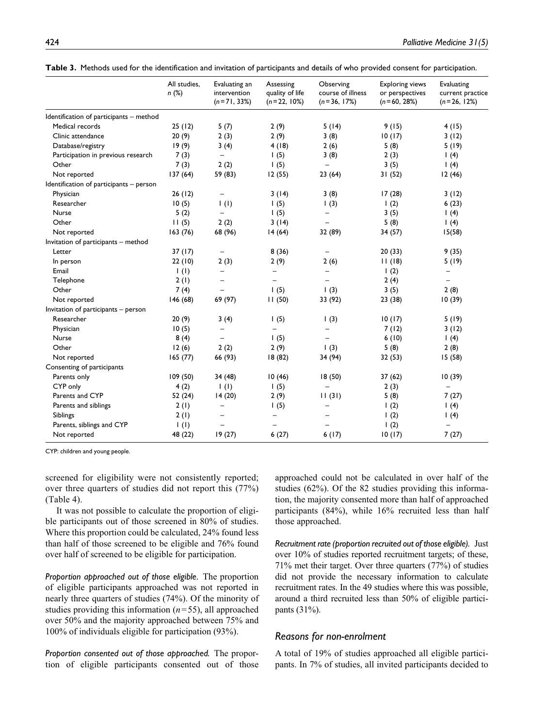**Table 3.** Methods used for the identification and invitation of participants and details of who provided consent for participation.

| | All studies, *n* (%) | Evaluating an intervention (*n*=71, 33%) | Assessing quality of life (*n*=22, 10%) | Observing course of illness (*n*=36, 17%) | Exploring views or perspectives (*n*=60, 28%) | Evaluating current practice (*n*=26, 12%) |
|---|---|---|---|---|---|---|
| Identification of participants – method | | | | | | |
| Medical records | 25 (12) | 5 (7) | 2 (9) | 5 (14) | 9 (15) | 4 (15) |
| Clinic attendance | 20 (9) | 2 (3) | 2 (9) | 3 (8) | 10 (17) | 3 (12) |
| Database/registry | 19 (9) | 3 (4) | 4 (18) | 2 (6) | 5 (8) | 5 (19) |
| Participation in previous research | 7 (3) | – | 1 (5) | 3 (8) | 2 (3) | 1 (4) |
| Other | 7 (3) | 2 (2) | 1 (5) | – | 3 (5) | 1 (4) |
| Not reported | 137 (64) | 59 (83) | 12 (55) | 23 (64) | 31 (52) | 12 (46) |
| Identification of participants – person | | | | | | |
| Physician | 26 (12) | – | 3 (14) | 3 (8) | 17 (28) | 3 (12) |
| Researcher | 10 (5) | 1 (1) | 1 (5) | 1 (3) | 1 (2) | 6 (23) |
| Nurse | 5 (2) | – | 1 (5) | – | 3 (5) | 1 (4) |
| Other | 11 (5) | 2 (2) | 3 (14) | – | 5 (8) | 1 (4) |
| Not reported | 163 (76) | 68 (96) | 14 (64) | 32 (89) | 34 (57) | 15(58) |
| Invitation of participants – method | | | | | | |
| Letter | 37 (17) | – | 8 (36) | – | 20 (33) | 9 (35) |
| In person | 22 (10) | 2 (3) | 2 (9) | 2 (6) | 11 (18) | 5 (19) |
| Email | 1 (1) | – | – | – | 1 (2) | – |
| Telephone | 2 (1) | – | – | – | 2 (4) | – |
| Other | 7 (4) | – | 1 (5) | 1 (3) | 3 (5) | 2 (8) |
| Not reported | 146 (68) | 69 (97) | 11 (50) | 33 (92) | 23 (38) | 10 (39) |
| Invitation of participants – person | | | | | | |
| Researcher | 20 (9) | 3 (4) | 1 (5) | 1 (3) | 10 (17) | 5 (19) |
| Physician | 10 (5) | – | – | – | 7 (12) | 3 (12) |
| Nurse | 8 (4) | – | 1 (5) | – | 6 (10) | 1 (4) |
| Other | 12 (6) | 2 (2) | 2 (9) | 1 (3) | 5 (8) | 2 (8) |
| Not reported | 165 (77) | 66 (93) | 18 (82) | 34 (94) | 32 (53) | 15 (58) |
| Consenting of participants | | | | | | |
| Parents only | 109 (50) | 34 (48) | 10 (46) | 18 (50) | 37 (62) | 10 (39) |
| CYP only | 4 (2) | 1 (1) | 1 (5) | – | 2 (3) | – |
| Parents and CYP | 52 (24) | 14 (20) | 2 (9) | 11 (31) | 5 (8) | 7 (27) |
| Parents and siblings | 2 (1) | – | 1 (5) | – | 1 (2) | 1 (4) |
| Siblings | 2 (1) | – | – | – | 1 (2) | 1 (4) |
| Parents, siblings and CYP | 1 (1) | – | – | – | 1 (2) | – |
| Not reported | 48 (22) | 19 (27) | 6 (27) | 6 (17) | 10 (17) | 7 (27) |

CYP: children and young people.

screened for eligibility were not consistently reported; over three quarters of studies did not report this (77%) (Table 4).

It was not possible to calculate the proportion of eligible participants out of those screened in 80% of studies. Where this proportion could be calculated, 24% found less than half of those screened to be eligible and 76% found over half of screened to be eligible for participation.

*Proportion approached out of those eligible.* The proportion of eligible participants approached was not reported in nearly three quarters of studies (74%). Of the minority of studies providing this information ($n=55$), all approached over 50% and the majority approached between 75% and 100% of individuals eligible for participation (93%).

*Proportion consented out of those approached.* The proportion of eligible participants consented out of those approached could not be calculated in over half of the studies (62%). Of the 82 studies providing this information, the majority consented more than half of approached participants (84%), while 16% recruited less than half those approached.

*Recruitment rate (proportion recruited out of those eligible).* Just over 10% of studies reported recruitment targets; of these, 71% met their target. Over three quarters (77%) of studies did not provide the necessary information to calculate recruitment rates. In the 49 studies where this was possible, around a third recruited less than 50% of eligible participants (31%).

## Reasons for non-enrolment

A total of 19% of studies approached all eligible participants. In 7% of studies, all invited participants decided to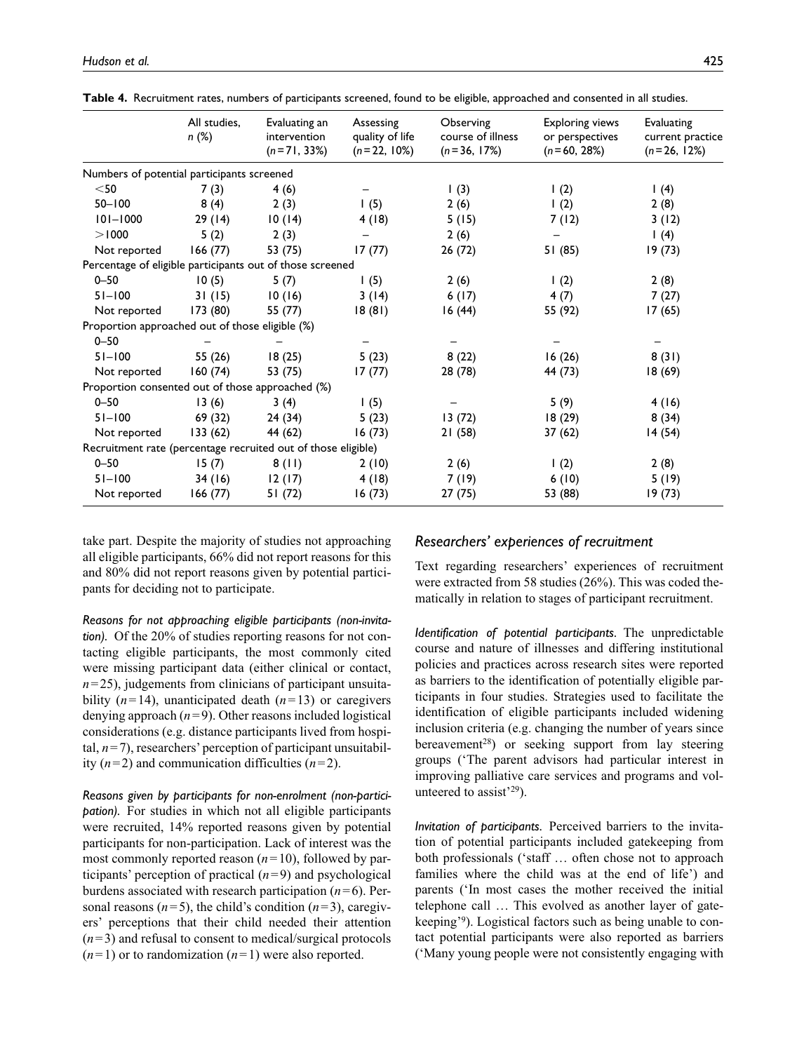**Table 4.** Recruitment rates, numbers of participants screened, found to be eligible, approached and consented in all studies.

| | All studies, *n* (%) | Evaluating an intervention (*n* = 71, 33%) | Assessing quality of life (*n* = 22, 10%) | Observing course of illness (*n* = 36, 17%) | Exploring views or perspectives (*n* = 60, 28%) | Evaluating current practice (*n* = 26, 12%) |
|---|---|---|---|---|---|---|
| Numbers of potential participants screened | | | | | | |
| <50 | 7 (3) | 4 (6) | – | 1 (3) | 1 (2) | 1 (4) |
| 50–100 | 8 (4) | 2 (3) | 1 (5) | 2 (6) | 1 (2) | 2 (8) |
| 101–1000 | 29 (14) | 10 (14) | 4 (18) | 5 (15) | 7 (12) | 3 (12) |
| >1000 | 5 (2) | 2 (3) | – | 2 (6) | – | 1 (4) |
| Not reported | 166 (77) | 53 (75) | 17 (77) | 26 (72) | 51 (85) | 19 (73) |
| Percentage of eligible participants out of those screened | | | | | | |
| 0–50 | 10 (5) | 5 (7) | 1 (5) | 2 (6) | 1 (2) | 2 (8) |
| 51–100 | 31 (15) | 10 (16) | 3 (14) | 6 (17) | 4 (7) | 7 (27) |
| Not reported | 173 (80) | 55 (77) | 18 (81) | 16 (44) | 55 (92) | 17 (65) |
| Proportion approached out of those eligible (%) | | | | | | |
| 0–50 | – | – | – | – | – | – |
| 51–100 | 55 (26) | 18 (25) | 5 (23) | 8 (22) | 16 (26) | 8 (31) |
| Not reported | 160 (74) | 53 (75) | 17 (77) | 28 (78) | 44 (73) | 18 (69) |
| Proportion consented out of those approached (%) | | | | | | |
| 0–50 | 13 (6) | 3 (4) | 1 (5) | – | 5 (9) | 4 (16) |
| 51–100 | 69 (32) | 24 (34) | 5 (23) | 13 (72) | 18 (29) | 8 (34) |
| Not reported | 133 (62) | 44 (62) | 16 (73) | 21 (58) | 37 (62) | 14 (54) |
| Recruitment rate (percentage recruited out of those eligible) | | | | | | |
| 0–50 | 15 (7) | 8 (11) | 2 (10) | 2 (6) | 1 (2) | 2 (8) |
| 51–100 | 34 (16) | 12 (17) | 4 (18) | 7 (19) | 6 (10) | 5 (19) |
| Not reported | 166 (77) | 51 (72) | 16 (73) | 27 (75) | 53 (88) | 19 (73) |

take part. Despite the majority of studies not approaching all eligible participants, 66% did not report reasons for this and 80% did not report reasons given by potential participants for deciding not to participate.

*Reasons for not approaching eligible participants (non-invitation).* Of the 20% of studies reporting reasons for not contacting eligible participants, the most commonly cited were missing participant data (either clinical or contact, $n = 25$), judgements from clinicians of participant unsuitability ($n = 14$), unanticipated death ($n = 13$) or caregivers denying approach ($n = 9$). Other reasons included logistical considerations (e.g. distance participants lived from hospital, $n = 7$), researchers' perception of participant unsuitability ($n = 2$) and communication difficulties ($n = 2$).

*Reasons given by participants for non-enrolment (non-participation).* For studies in which not all eligible participants were recruited, 14% reported reasons given by potential participants for non-participation. Lack of interest was the most commonly reported reason ($n = 10$), followed by participants' perception of practical ($n = 9$) and psychological burdens associated with research participation ($n = 6$). Personal reasons ($n = 5$), the child's condition ($n = 3$), caregivers' perceptions that their child needed their attention ($n = 3$) and refusal to consent to medical/surgical protocols ($n = 1$) or to randomization ($n = 1$) were also reported.

## Researchers' experiences of recruitment

Text regarding researchers' experiences of recruitment were extracted from 58 studies (26%). This was coded thematically in relation to stages of participant recruitment.

*Identification of potential participants.* The unpredictable course and nature of illnesses and differing institutional policies and practices across research sites were reported as barriers to the identification of potentially eligible participants in four studies. Strategies used to facilitate the identification of eligible participants included widening inclusion criteria (e.g. changing the number of years since bereavement[28]) or seeking support from lay steering groups ('The parent advisors had particular interest in improving palliative care services and programs and volunteered to assist'[29]).

*Invitation of participants.* Perceived barriers to the invitation of potential participants included gatekeeping from both professionals ('staff … often chose not to approach families where the child was at the end of life') and parents ('In most cases the mother received the initial telephone call … This evolved as another layer of gatekeeping'[9]). Logistical factors such as being unable to contact potential participants were also reported as barriers ('Many young people were not consistently engaging with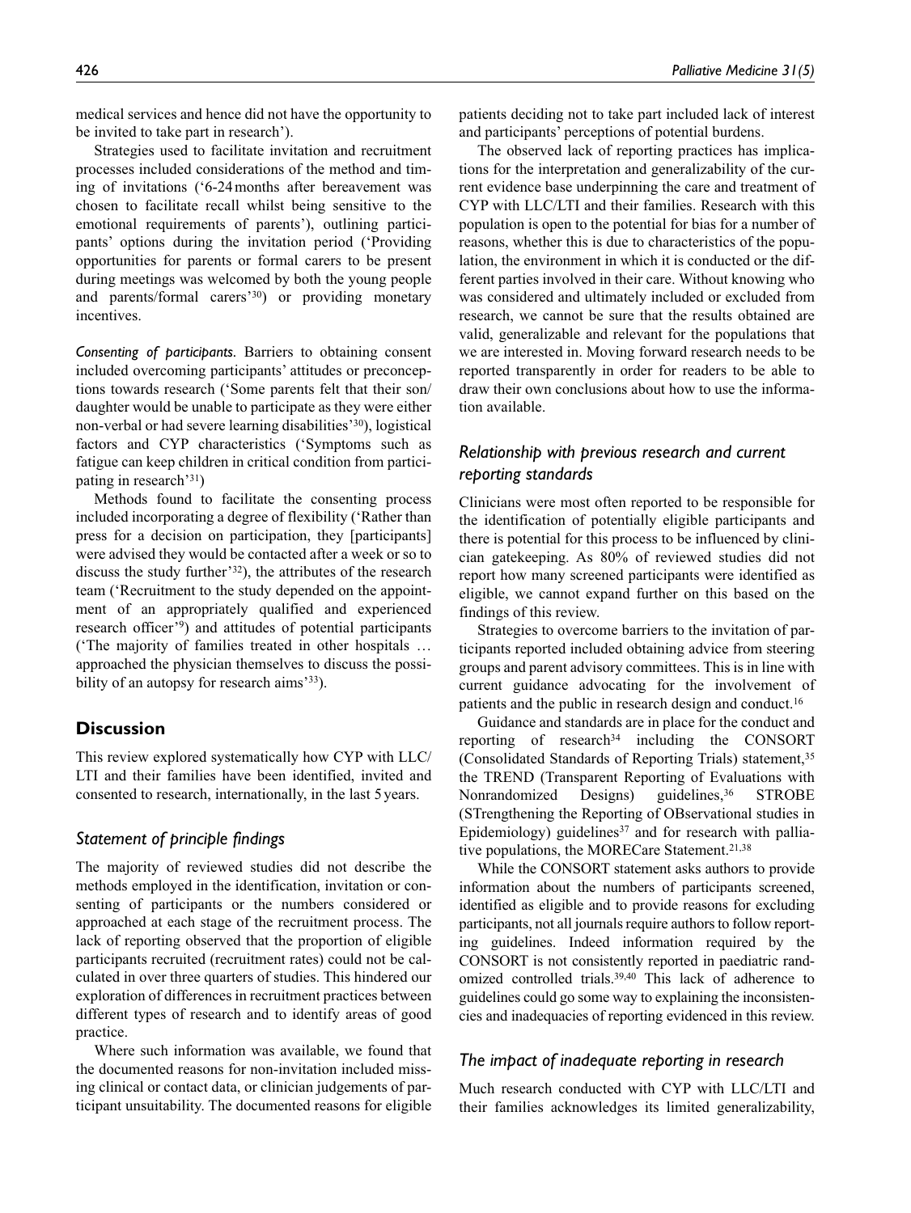medical services and hence did not have the opportunity to be invited to take part in research').

Strategies used to facilitate invitation and recruitment processes included considerations of the method and timing of invitations ('6-24 months after bereavement was chosen to facilitate recall whilst being sensitive to the emotional requirements of parents'), outlining participants' options during the invitation period ('Providing opportunities for parents or formal carers to be present during meetings was welcomed by both the young people and parents/formal carers'[30]) or providing monetary incentives.

*Consenting of participants.* Barriers to obtaining consent included overcoming participants' attitudes or preconceptions towards research ('Some parents felt that their son/daughter would be unable to participate as they were either non-verbal or had severe learning disabilities'[30]), logistical factors and CYP characteristics ('Symptoms such as fatigue can keep children in critical condition from participating in research'[31])

Methods found to facilitate the consenting process included incorporating a degree of flexibility ('Rather than press for a decision on participation, they [participants] were advised they would be contacted after a week or so to discuss the study further'[32]), the attributes of the research team ('Recruitment to the study depended on the appointment of an appropriately qualified and experienced research officer'[9]) and attitudes of potential participants ('The majority of families treated in other hospitals … approached the physician themselves to discuss the possibility of an autopsy for research aims'[33]).

## Discussion

This review explored systematically how CYP with LLC/LTI and their families have been identified, invited and consented to research, internationally, in the last 5 years.

### Statement of principle findings

The majority of reviewed studies did not describe the methods employed in the identification, invitation or consenting of participants or the numbers considered or approached at each stage of the recruitment process. The lack of reporting observed that the proportion of eligible participants recruited (recruitment rates) could not be calculated in over three quarters of studies. This hindered our exploration of differences in recruitment practices between different types of research and to identify areas of good practice.

Where such information was available, we found that the documented reasons for non-invitation included missing clinical or contact data, or clinician judgements of participant unsuitability. The documented reasons for eligible patients deciding not to take part included lack of interest and participants' perceptions of potential burdens.

The observed lack of reporting practices has implications for the interpretation and generalizability of the current evidence base underpinning the care and treatment of CYP with LLC/LTI and their families. Research with this population is open to the potential for bias for a number of reasons, whether this is due to characteristics of the population, the environment in which it is conducted or the different parties involved in their care. Without knowing who was considered and ultimately included or excluded from research, we cannot be sure that the results obtained are valid, generalizable and relevant for the populations that we are interested in. Moving forward research needs to be reported transparently in order for readers to be able to draw their own conclusions about how to use the information available.

### Relationship with previous research and current reporting standards

Clinicians were most often reported to be responsible for the identification of potentially eligible participants and there is potential for this process to be influenced by clinician gatekeeping. As 80% of reviewed studies did not report how many screened participants were identified as eligible, we cannot expand further on this based on the findings of this review.

Strategies to overcome barriers to the invitation of participants reported included obtaining advice from steering groups and parent advisory committees. This is in line with current guidance advocating for the involvement of patients and the public in research design and conduct.[16]

Guidance and standards are in place for the conduct and reporting of research[34] including the CONSORT (Consolidated Standards of Reporting Trials) statement,[35] the TREND (Transparent Reporting of Evaluations with Nonrandomized Designs) guidelines,[36] STROBE (STrengthening the Reporting of OBservational studies in Epidemiology) guidelines[37] and for research with palliative populations, the MORECare Statement.[21,38]

While the CONSORT statement asks authors to provide information about the numbers of participants screened, identified as eligible and to provide reasons for excluding participants, not all journals require authors to follow reporting guidelines. Indeed information required by the CONSORT is not consistently reported in paediatric randomized controlled trials.[39,40] This lack of adherence to guidelines could go some way to explaining the inconsistencies and inadequacies of reporting evidenced in this review.

### The impact of inadequate reporting in research

Much research conducted with CYP with LLC/LTI and their families acknowledges its limited generalizability,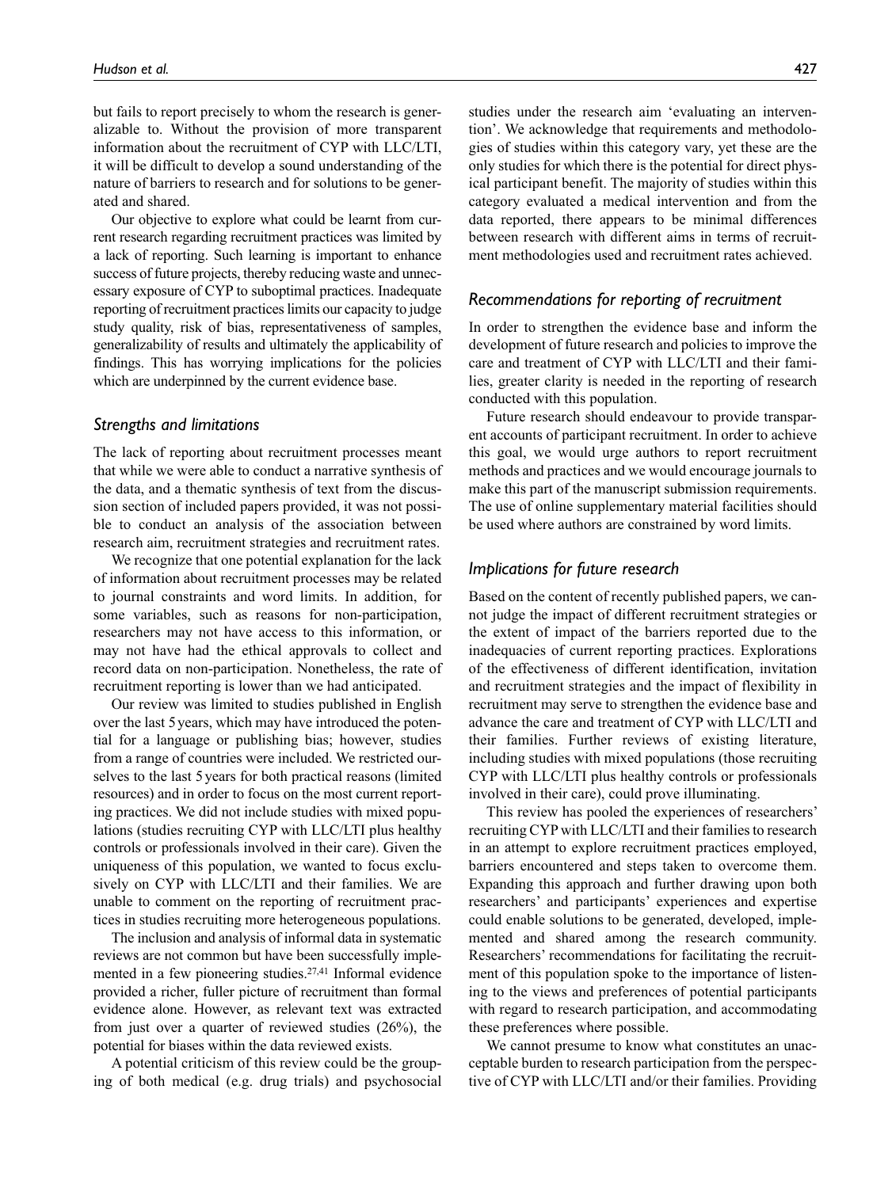but fails to report precisely to whom the research is generalizable to. Without the provision of more transparent information about the recruitment of CYP with LLC/LTI, it will be difficult to develop a sound understanding of the nature of barriers to research and for solutions to be generated and shared.

Our objective to explore what could be learnt from current research regarding recruitment practices was limited by a lack of reporting. Such learning is important to enhance success of future projects, thereby reducing waste and unnecessary exposure of CYP to suboptimal practices. Inadequate reporting of recruitment practices limits our capacity to judge study quality, risk of bias, representativeness of samples, generalizability of results and ultimately the applicability of findings. This has worrying implications for the policies which are underpinned by the current evidence base.

### *Strengths and limitations*

The lack of reporting about recruitment processes meant that while we were able to conduct a narrative synthesis of the data, and a thematic synthesis of text from the discussion section of included papers provided, it was not possible to conduct an analysis of the association between research aim, recruitment strategies and recruitment rates.

We recognize that one potential explanation for the lack of information about recruitment processes may be related to journal constraints and word limits. In addition, for some variables, such as reasons for non-participation, researchers may not have access to this information, or may not have had the ethical approvals to collect and record data on non-participation. Nonetheless, the rate of recruitment reporting is lower than we had anticipated.

Our review was limited to studies published in English over the last 5 years, which may have introduced the potential for a language or publishing bias; however, studies from a range of countries were included. We restricted ourselves to the last 5 years for both practical reasons (limited resources) and in order to focus on the most current reporting practices. We did not include studies with mixed populations (studies recruiting CYP with LLC/LTI plus healthy controls or professionals involved in their care). Given the uniqueness of this population, we wanted to focus exclusively on CYP with LLC/LTI and their families. We are unable to comment on the reporting of recruitment practices in studies recruiting more heterogeneous populations.

The inclusion and analysis of informal data in systematic reviews are not common but have been successfully implemented in a few pioneering studies.[27,41] Informal evidence provided a richer, fuller picture of recruitment than formal evidence alone. However, as relevant text was extracted from just over a quarter of reviewed studies (26%), the potential for biases within the data reviewed exists.

A potential criticism of this review could be the grouping of both medical (e.g. drug trials) and psychosocial studies under the research aim 'evaluating an intervention'. We acknowledge that requirements and methodologies of studies within this category vary, yet these are the only studies for which there is the potential for direct physical participant benefit. The majority of studies within this category evaluated a medical intervention and from the data reported, there appears to be minimal differences between research with different aims in terms of recruitment methodologies used and recruitment rates achieved.

### *Recommendations for reporting of recruitment*

In order to strengthen the evidence base and inform the development of future research and policies to improve the care and treatment of CYP with LLC/LTI and their families, greater clarity is needed in the reporting of research conducted with this population.

Future research should endeavour to provide transparent accounts of participant recruitment. In order to achieve this goal, we would urge authors to report recruitment methods and practices and we would encourage journals to make this part of the manuscript submission requirements. The use of online supplementary material facilities should be used where authors are constrained by word limits.

### *Implications for future research*

Based on the content of recently published papers, we cannot judge the impact of different recruitment strategies or the extent of impact of the barriers reported due to the inadequacies of current reporting practices. Explorations of the effectiveness of different identification, invitation and recruitment strategies and the impact of flexibility in recruitment may serve to strengthen the evidence base and advance the care and treatment of CYP with LLC/LTI and their families. Further reviews of existing literature, including studies with mixed populations (those recruiting CYP with LLC/LTI plus healthy controls or professionals involved in their care), could prove illuminating.

This review has pooled the experiences of researchers' recruiting CYP with LLC/LTI and their families to research in an attempt to explore recruitment practices employed, barriers encountered and steps taken to overcome them. Expanding this approach and further drawing upon both researchers' and participants' experiences and expertise could enable solutions to be generated, developed, implemented and shared among the research community. Researchers' recommendations for facilitating the recruitment of this population spoke to the importance of listening to the views and preferences of potential participants with regard to research participation, and accommodating these preferences where possible.

We cannot presume to know what constitutes an unacceptable burden to research participation from the perspective of CYP with LLC/LTI and/or their families. Providing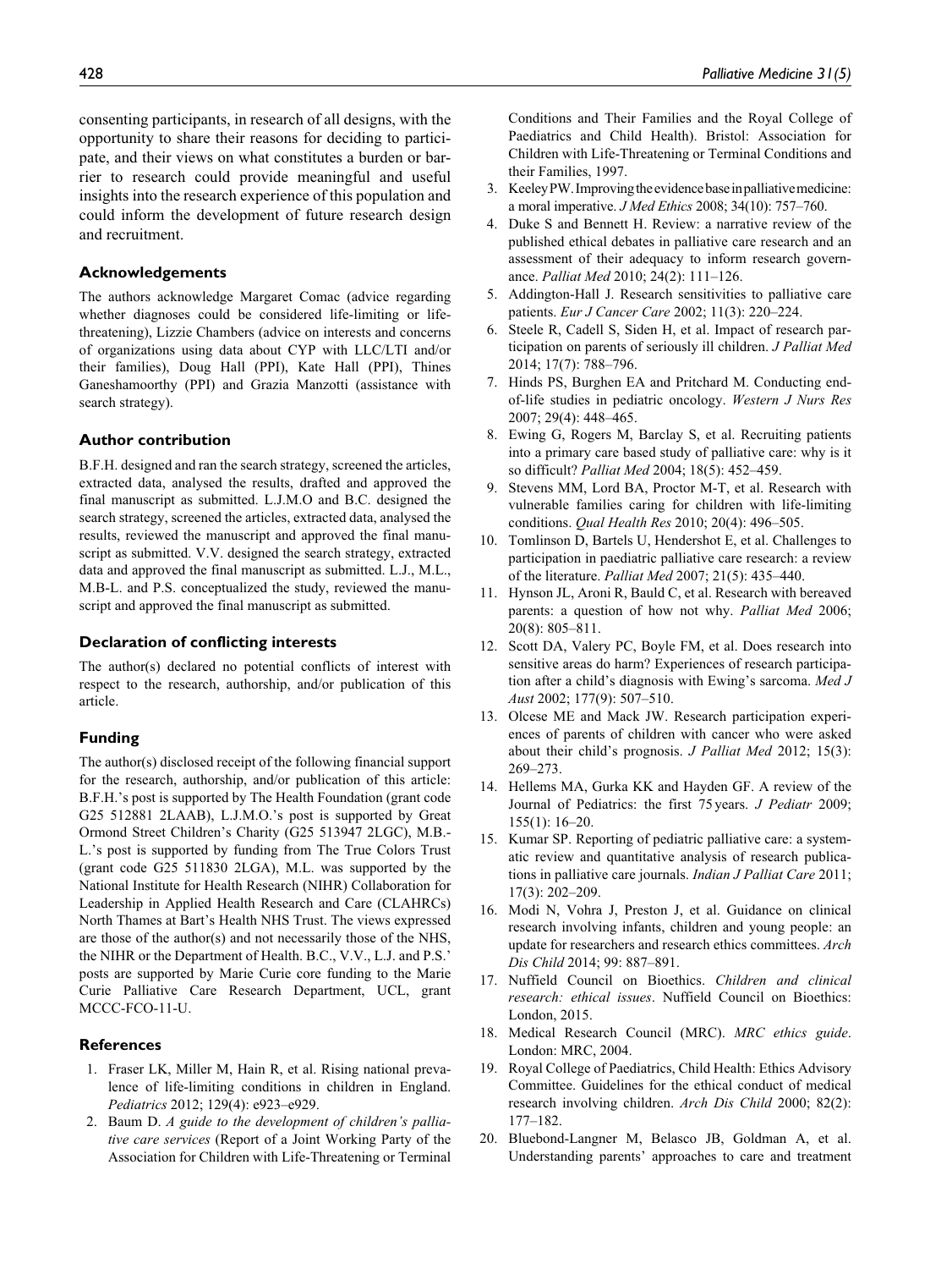consenting participants, in research of all designs, with the opportunity to share their reasons for deciding to participate, and their views on what constitutes a burden or barrier to research could provide meaningful and useful insights into the research experience of this population and could inform the development of future research design and recruitment.

## Acknowledgements

The authors acknowledge Margaret Comac (advice regarding whether diagnoses could be considered life-limiting or life-threatening), Lizzie Chambers (advice on interests and concerns of organizations using data about CYP with LLC/LTI and/or their families), Doug Hall (PPI), Kate Hall (PPI), Thines Ganeshamoorthy (PPI) and Grazia Manzotti (assistance with search strategy).

## Author contribution

B.F.H. designed and ran the search strategy, screened the articles, extracted data, analysed the results, drafted and approved the final manuscript as submitted. L.J.M.O and B.C. designed the search strategy, screened the articles, extracted data, analysed the results, reviewed the manuscript and approved the final manuscript as submitted. V.V. designed the search strategy, extracted data and approved the final manuscript as submitted. L.J., M.L., M.B-L. and P.S. conceptualized the study, reviewed the manuscript and approved the final manuscript as submitted.

## Declaration of conflicting interests

The author(s) declared no potential conflicts of interest with respect to the research, authorship, and/or publication of this article.

## Funding

The author(s) disclosed receipt of the following financial support for the research, authorship, and/or publication of this article: B.F.H.'s post is supported by The Health Foundation (grant code G25 512881 2LAAB), L.J.M.O.'s post is supported by Great Ormond Street Children's Charity (G25 513947 2LGC), M.B.-L.'s post is supported by funding from The True Colors Trust (grant code G25 511830 2LGA), M.L. was supported by the National Institute for Health Research (NIHR) Collaboration for Leadership in Applied Health Research and Care (CLAHRCs) North Thames at Bart's Health NHS Trust. The views expressed are those of the author(s) and not necessarily those of the NHS, the NIHR or the Department of Health. B.C., V.V., L.J. and P.S.' posts are supported by Marie Curie core funding to the Marie Curie Palliative Care Research Department, UCL, grant MCCC-FCO-11-U.

## References

1. Fraser LK, Miller M, Hain R, et al. Rising national prevalence of life-limiting conditions in children in England. *Pediatrics* 2012; 129(4): e923–e929.
2. Baum D. *A guide to the development of children's palliative care services* (Report of a Joint Working Party of the Association for Children with Life-Threatening or Terminal Conditions and Their Families and the Royal College of Paediatrics and Child Health). Bristol: Association for Children with Life-Threatening or Terminal Conditions and their Families, 1997.
3. Keeley PW. Improving the evidence base in palliative medicine: a moral imperative. *J Med Ethics* 2008; 34(10): 757–760.
4. Duke S and Bennett H. Review: a narrative review of the published ethical debates in palliative care research and an assessment of their adequacy to inform research governance. *Palliat Med* 2010; 24(2): 111–126.
5. Addington-Hall J. Research sensitivities to palliative care patients. *Eur J Cancer Care* 2002; 11(3): 220–224.
6. Steele R, Cadell S, Siden H, et al. Impact of research participation on parents of seriously ill children. *J Palliat Med* 2014; 17(7): 788–796.
7. Hinds PS, Burghen EA and Pritchard M. Conducting end-of-life studies in pediatric oncology. *Western J Nurs Res* 2007; 29(4): 448–465.
8. Ewing G, Rogers M, Barclay S, et al. Recruiting patients into a primary care based study of palliative care: why is it so difficult? *Palliat Med* 2004; 18(5): 452–459.
9. Stevens MM, Lord BA, Proctor M-T, et al. Research with vulnerable families caring for children with life-limiting conditions. *Qual Health Res* 2010; 20(4): 496–505.
10. Tomlinson D, Bartels U, Hendershot E, et al. Challenges to participation in paediatric palliative care research: a review of the literature. *Palliat Med* 2007; 21(5): 435–440.
11. Hynson JL, Aroni R, Bauld C, et al. Research with bereaved parents: a question of how not why. *Palliat Med* 2006; 20(8): 805–811.
12. Scott DA, Valery PC, Boyle FM, et al. Does research into sensitive areas do harm? Experiences of research participation after a child's diagnosis with Ewing's sarcoma. *Med J Aust* 2002; 177(9): 507–510.
13. Olcese ME and Mack JW. Research participation experiences of parents of children with cancer who were asked about their child's prognosis. *J Palliat Med* 2012; 15(3): 269–273.
14. Hellems MA, Gurka KK and Hayden GF. A review of the Journal of Pediatrics: the first 75 years. *J Pediatr* 2009; 155(1): 16–20.
15. Kumar SP. Reporting of pediatric palliative care: a systematic review and quantitative analysis of research publications in palliative care journals. *Indian J Palliat Care* 2011; 17(3): 202–209.
16. Modi N, Vohra J, Preston J, et al. Guidance on clinical research involving infants, children and young people: an update for researchers and research ethics committees. *Arch Dis Child* 2014; 99: 887–891.
17. Nuffield Council on Bioethics. *Children and clinical research: ethical issues*. Nuffield Council on Bioethics: London, 2015.
18. Medical Research Council (MRC). *MRC ethics guide*. London: MRC, 2004.
19. Royal College of Paediatrics, Child Health: Ethics Advisory Committee. Guidelines for the ethical conduct of medical research involving children. *Arch Dis Child* 2000; 82(2): 177–182.
20. Bluebond-Langner M, Belasco JB, Goldman A, et al. Understanding parents' approaches to care and treatment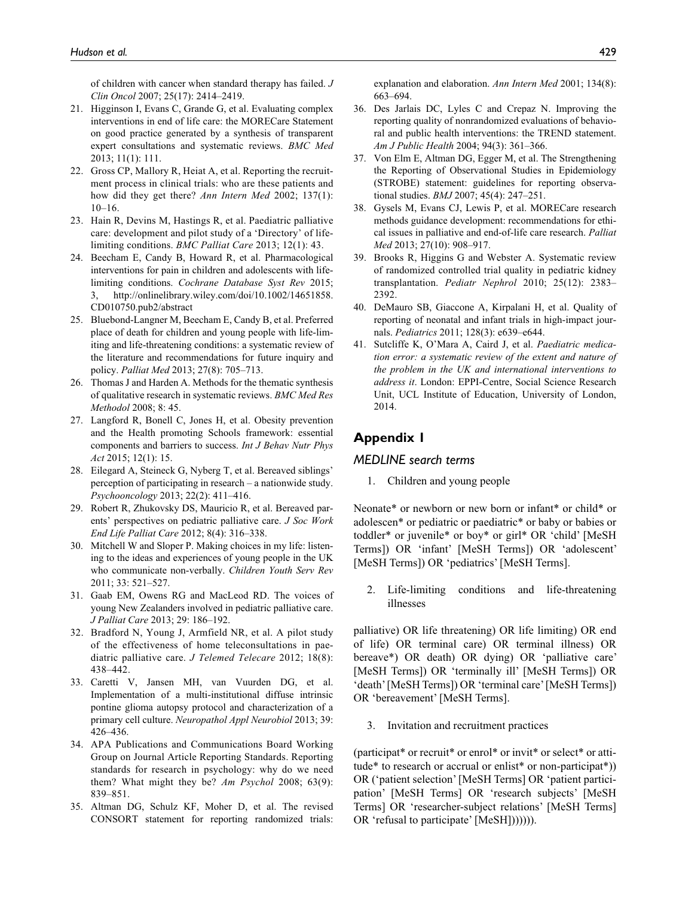of children with cancer when standard therapy has failed. *J Clin Oncol* 2007; 25(17): 2414–2419.

21. Higginson I, Evans C, Grande G, et al. Evaluating complex interventions in end of life care: the MORECare Statement on good practice generated by a synthesis of transparent expert consultations and systematic reviews. *BMC Med* 2013; 11(1): 111.
22. Gross CP, Mallory R, Heiat A, et al. Reporting the recruitment process in clinical trials: who are these patients and how did they get there? *Ann Intern Med* 2002; 137(1): 10–16.
23. Hain R, Devins M, Hastings R, et al. Paediatric palliative care: development and pilot study of a 'Directory' of life-limiting conditions. *BMC Palliat Care* 2013; 12(1): 43.
24. Beecham E, Candy B, Howard R, et al. Pharmacological interventions for pain in children and adolescents with life-limiting conditions. *Cochrane Database Syst Rev* 2015; 3, http://onlinelibrary.wiley.com/doi/10.1002/14651858.CD010750.pub2/abstract
25. Bluebond-Langner M, Beecham E, Candy B, et al. Preferred place of death for children and young people with life-limiting and life-threatening conditions: a systematic review of the literature and recommendations for future inquiry and policy. *Palliat Med* 2013; 27(8): 705–713.
26. Thomas J and Harden A. Methods for the thematic synthesis of qualitative research in systematic reviews. *BMC Med Res Methodol* 2008; 8: 45.
27. Langford R, Bonell C, Jones H, et al. Obesity prevention and the Health promoting Schools framework: essential components and barriers to success. *Int J Behav Nutr Phys Act* 2015; 12(1): 15.
28. Eilegard A, Steineck G, Nyberg T, et al. Bereaved siblings' perception of participating in research – a nationwide study. *Psychooncology* 2013; 22(2): 411–416.
29. Robert R, Zhukovsky DS, Mauricio R, et al. Bereaved parents' perspectives on pediatric palliative care. *J Soc Work End Life Palliat Care* 2012; 8(4): 316–338.
30. Mitchell W and Sloper P. Making choices in my life: listening to the ideas and experiences of young people in the UK who communicate non-verbally. *Children Youth Serv Rev* 2011; 33: 521–527.
31. Gaab EM, Owens RG and MacLeod RD. The voices of young New Zealanders involved in pediatric palliative care. *J Palliat Care* 2013; 29: 186–192.
32. Bradford N, Young J, Armfield NR, et al. A pilot study of the effectiveness of home teleconsultations in paediatric palliative care. *J Telemed Telecare* 2012; 18(8): 438–442.
33. Caretti V, Jansen MH, van Vuurden DG, et al. Implementation of a multi-institutional diffuse intrinsic pontine glioma autopsy protocol and characterization of a primary cell culture. *Neuropathol Appl Neurobiol* 2013; 39: 426–436.
34. APA Publications and Communications Board Working Group on Journal Article Reporting Standards. Reporting standards for research in psychology: why do we need them? What might they be? *Am Psychol* 2008; 63(9): 839–851.
35. Altman DG, Schulz KF, Moher D, et al. The revised CONSORT statement for reporting randomized trials: explanation and elaboration. *Ann Intern Med* 2001; 134(8): 663–694.
36. Des Jarlais DC, Lyles C and Crepaz N. Improving the reporting quality of nonrandomized evaluations of behavioral and public health interventions: the TREND statement. *Am J Public Health* 2004; 94(3): 361–366.
37. Von Elm E, Altman DG, Egger M, et al. The Strengthening the Reporting of Observational Studies in Epidemiology (STROBE) statement: guidelines for reporting observational studies. *BMJ* 2007; 45(4): 247–251.
38. Gysels M, Evans CJ, Lewis P, et al. MORECare research methods guidance development: recommendations for ethical issues in palliative and end-of-life care research. *Palliat Med* 2013; 27(10): 908–917.
39. Brooks R, Higgins G and Webster A. Systematic review of randomized controlled trial quality in pediatric kidney transplantation. *Pediatr Nephrol* 2010; 25(12): 2383–2392.
40. DeMauro SB, Giaccone A, Kirpalani H, et al. Quality of reporting of neonatal and infant trials in high-impact journals. *Pediatrics* 2011; 128(3): e639–e644.
41. Sutcliffe K, O'Mara A, Caird J, et al. *Paediatric medication error: a systematic review of the extent and nature of the problem in the UK and international interventions to address it*. London: EPPI-Centre, Social Science Research Unit, UCL Institute of Education, University of London, 2014.

## Appendix 1

### MEDLINE search terms

1. Children and young people

Neonate* or newborn or new born or infant* or child* or adolescen* or pediatric or paediatric* or baby or babies or toddler* or juvenile* or boy* or girl* OR 'child' [MeSH Terms]) OR 'infant' [MeSH Terms]) OR 'adolescent' [MeSH Terms]) OR 'pediatrics' [MeSH Terms].

2. Life-limiting conditions and life-threatening illnesses

palliative) OR life threatening) OR life limiting) OR end of life) OR terminal care) OR terminal illness) OR bereave*) OR death) OR dying) OR 'palliative care' [MeSH Terms]) OR 'terminally ill' [MeSH Terms]) OR 'death' [MeSH Terms]) OR 'terminal care' [MeSH Terms]) OR 'bereavement' [MeSH Terms].

3. Invitation and recruitment practices

(participat* or recruit* or enrol* or invit* or select* or attitude* to research or accrual or enlist* or non-participat*)) OR ('patient selection' [MeSH Terms] OR 'patient participation' [MeSH Terms] OR 'research subjects' [MeSH Terms] OR 'researcher-subject relations' [MeSH Terms] OR 'refusal to participate' [MeSH]))))).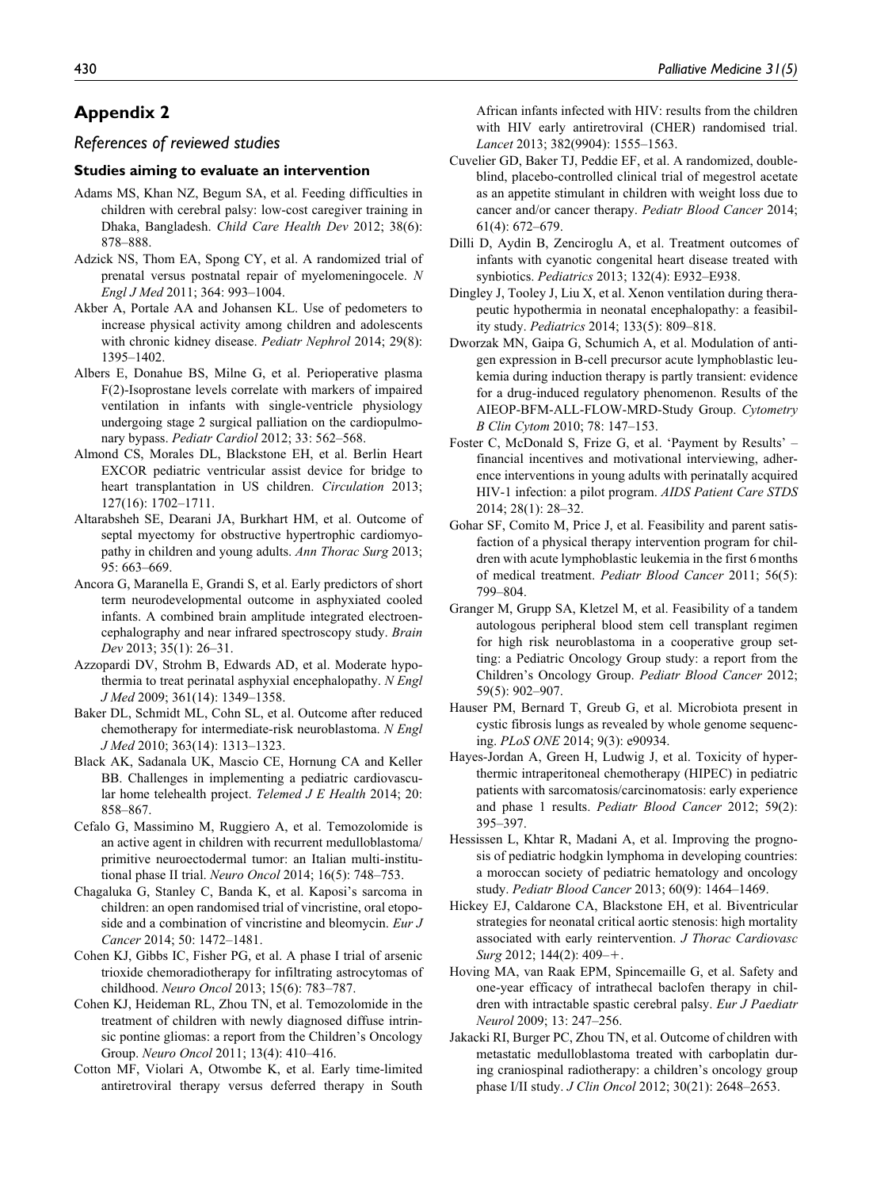## Appendix 2

### *References of reviewed studies*

#### Studies aiming to evaluate an intervention

Adams MS, Khan NZ, Begum SA, et al. Feeding difficulties in children with cerebral palsy: low-cost caregiver training in Dhaka, Bangladesh. *Child Care Health Dev* 2012; 38(6): 878–888.

Adzick NS, Thom EA, Spong CY, et al. A randomized trial of prenatal versus postnatal repair of myelomeningocele. *N Engl J Med* 2011; 364: 993–1004.

Akber A, Portale AA and Johansen KL. Use of pedometers to increase physical activity among children and adolescents with chronic kidney disease. *Pediatr Nephrol* 2014; 29(8): 1395–1402.

Albers E, Donahue BS, Milne G, et al. Perioperative plasma F(2)-Isoprostane levels correlate with markers of impaired ventilation in infants with single-ventricle physiology undergoing stage 2 surgical palliation on the cardiopulmonary bypass. *Pediatr Cardiol* 2012; 33: 562–568.

Almond CS, Morales DL, Blackstone EH, et al. Berlin Heart EXCOR pediatric ventricular assist device for bridge to heart transplantation in US children. *Circulation* 2013; 127(16): 1702–1711.

Altarabsheh SE, Dearani JA, Burkhart HM, et al. Outcome of septal myectomy for obstructive hypertrophic cardiomyopathy in children and young adults. *Ann Thorac Surg* 2013; 95: 663–669.

Ancora G, Maranella E, Grandi S, et al. Early predictors of short term neurodevelopmental outcome in asphyxiated cooled infants. A combined brain amplitude integrated electroencephalography and near infrared spectroscopy study. *Brain Dev* 2013; 35(1): 26–31.

Azzopardi DV, Strohm B, Edwards AD, et al. Moderate hypothermia to treat perinatal asphyxial encephalopathy. *N Engl J Med* 2009; 361(14): 1349–1358.

Baker DL, Schmidt ML, Cohn SL, et al. Outcome after reduced chemotherapy for intermediate-risk neuroblastoma. *N Engl J Med* 2010; 363(14): 1313–1323.

Black AK, Sadanala UK, Mascio CE, Hornung CA and Keller BB. Challenges in implementing a pediatric cardiovascular home telehealth project. *Telemed J E Health* 2014; 20: 858–867.

Cefalo G, Massimino M, Ruggiero A, et al. Temozolomide is an active agent in children with recurrent medulloblastoma/primitive neuroectodermal tumor: an Italian multi-institutional phase II trial. *Neuro Oncol* 2014; 16(5): 748–753.

Chagaluka G, Stanley C, Banda K, et al. Kaposi's sarcoma in children: an open randomised trial of vincristine, oral etoposide and a combination of vincristine and bleomycin. *Eur J Cancer* 2014; 50: 1472–1481.

Cohen KJ, Gibbs IC, Fisher PG, et al. A phase I trial of arsenic trioxide chemoradiotherapy for infiltrating astrocytomas of childhood. *Neuro Oncol* 2013; 15(6): 783–787.

Cohen KJ, Heideman RL, Zhou TN, et al. Temozolomide in the treatment of children with newly diagnosed diffuse intrinsic pontine gliomas: a report from the Children's Oncology Group. *Neuro Oncol* 2011; 13(4): 410–416.

Cotton MF, Violari A, Otwombe K, et al. Early time-limited antiretroviral therapy versus deferred therapy in South African infants infected with HIV: results from the children with HIV early antiretroviral (CHER) randomised trial. *Lancet* 2013; 382(9904): 1555–1563.

Cuvelier GD, Baker TJ, Peddie EF, et al. A randomized, double-blind, placebo-controlled clinical trial of megestrol acetate as an appetite stimulant in children with weight loss due to cancer and/or cancer therapy. *Pediatr Blood Cancer* 2014; 61(4): 672–679.

Dilli D, Aydin B, Zenciroglu A, et al. Treatment outcomes of infants with cyanotic congenital heart disease treated with synbiotics. *Pediatrics* 2013; 132(4): E932–E938.

Dingley J, Tooley J, Liu X, et al. Xenon ventilation during therapeutic hypothermia in neonatal encephalopathy: a feasibility study. *Pediatrics* 2014; 133(5): 809–818.

Dworzak MN, Gaipa G, Schumich A, et al. Modulation of antigen expression in B-cell precursor acute lymphoblastic leukemia during induction therapy is partly transient: evidence for a drug-induced regulatory phenomenon. Results of the AIEOP-BFM-ALL-FLOW-MRD-Study Group. *Cytometry B Clin Cytom* 2010; 78: 147–153.

Foster C, McDonald S, Frize G, et al. 'Payment by Results' – financial incentives and motivational interviewing, adherence interventions in young adults with perinatally acquired HIV-1 infection: a pilot program. *AIDS Patient Care STDS* 2014; 28(1): 28–32.

Gohar SF, Comito M, Price J, et al. Feasibility and parent satisfaction of a physical therapy intervention program for children with acute lymphoblastic leukemia in the first 6 months of medical treatment. *Pediatr Blood Cancer* 2011; 56(5): 799–804.

Granger M, Grupp SA, Kletzel M, et al. Feasibility of a tandem autologous peripheral blood stem cell transplant regimen for high risk neuroblastoma in a cooperative group setting: a Pediatric Oncology Group study: a report from the Children's Oncology Group. *Pediatr Blood Cancer* 2012; 59(5): 902–907.

Hauser PM, Bernard T, Greub G, et al. Microbiota present in cystic fibrosis lungs as revealed by whole genome sequencing. *PLoS ONE* 2014; 9(3): e90934.

Hayes-Jordan A, Green H, Ludwig J, et al. Toxicity of hyperthermic intraperitoneal chemotherapy (HIPEC) in pediatric patients with sarcomatosis/carcinomatosis: early experience and phase 1 results. *Pediatr Blood Cancer* 2012; 59(2): 395–397.

Hessissen L, Khtar R, Madani A, et al. Improving the prognosis of pediatric hodgkin lymphoma in developing countries: a moroccan society of pediatric hematology and oncology study. *Pediatr Blood Cancer* 2013; 60(9): 1464–1469.

Hickey EJ, Caldarone CA, Blackstone EH, et al. Biventricular strategies for neonatal critical aortic stenosis: high mortality associated with early reintervention. *J Thorac Cardiovasc Surg* 2012; 144(2): 409–+.

Hoving MA, van Raak EPM, Spincemaille G, et al. Safety and one-year efficacy of intrathecal baclofen therapy in children with intractable spastic cerebral palsy. *Eur J Paediatr Neurol* 2009; 13: 247–256.

Jakacki RI, Burger PC, Zhou TN, et al. Outcome of children with metastatic medulloblastoma treated with carboplatin during craniospinal radiotherapy: a children's oncology group phase I/II study. *J Clin Oncol* 2012; 30(21): 2648–2653.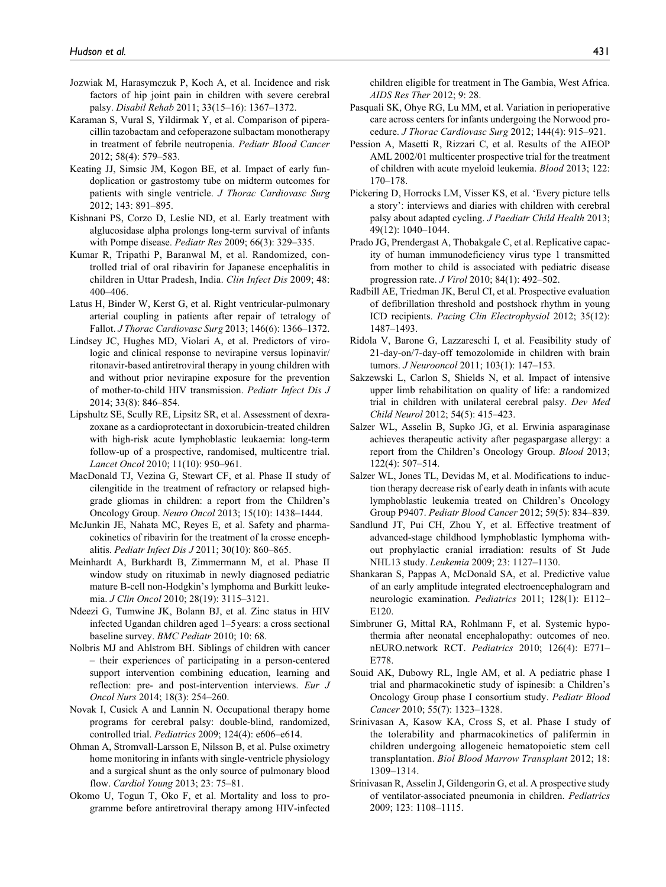Jozwiak M, Harasymczuk P, Koch A, et al. Incidence and risk factors of hip joint pain in children with severe cerebral palsy. *Disabil Rehab* 2011; 33(15–16): 1367–1372.

Karaman S, Vural S, Yildirmak Y, et al. Comparison of piperacillin tazobactam and cefoperazone sulbactam monotherapy in treatment of febrile neutropenia. *Pediatr Blood Cancer* 2012; 58(4): 579–583.

Keating JJ, Simsic JM, Kogon BE, et al. Impact of early fundoplication or gastrostomy tube on midterm outcomes for patients with single ventricle. *J Thorac Cardiovasc Surg* 2012; 143: 891–895.

Kishnani PS, Corzo D, Leslie ND, et al. Early treatment with alglucosidase alpha prolongs long-term survival of infants with Pompe disease. *Pediatr Res* 2009; 66(3): 329–335.

Kumar R, Tripathi P, Baranwal M, et al. Randomized, controlled trial of oral ribavirin for Japanese encephalitis in children in Uttar Pradesh, India. *Clin Infect Dis* 2009; 48: 400–406.

Latus H, Binder W, Kerst G, et al. Right ventricular-pulmonary arterial coupling in patients after repair of tetralogy of Fallot. *J Thorac Cardiovasc Surg* 2013; 146(6): 1366–1372.

Lindsey JC, Hughes MD, Violari A, et al. Predictors of virologic and clinical response to nevirapine versus lopinavir/ritonavir-based antiretroviral therapy in young children with and without prior nevirapine exposure for the prevention of mother-to-child HIV transmission. *Pediatr Infect Dis J* 2014; 33(8): 846–854.

Lipshultz SE, Scully RE, Lipsitz SR, et al. Assessment of dexrazoxane as a cardioprotectant in doxorubicin-treated children with high-risk acute lymphoblastic leukaemia: long-term follow-up of a prospective, randomised, multicentre trial. *Lancet Oncol* 2010; 11(10): 950–961.

MacDonald TJ, Vezina G, Stewart CF, et al. Phase II study of cilengitide in the treatment of refractory or relapsed high-grade gliomas in children: a report from the Children's Oncology Group. *Neuro Oncol* 2013; 15(10): 1438–1444.

McJunkin JE, Nahata MC, Reyes E, et al. Safety and pharmacokinetics of ribavirin for the treatment of la crosse encephalitis. *Pediatr Infect Dis J* 2011; 30(10): 860–865.

Meinhardt A, Burkhardt B, Zimmermann M, et al. Phase II window study on rituximab in newly diagnosed pediatric mature B-cell non-Hodgkin's lymphoma and Burkitt leukemia. *J Clin Oncol* 2010; 28(19): 3115–3121.

Ndeezi G, Tumwine JK, Bolann BJ, et al. Zinc status in HIV infected Ugandan children aged 1–5 years: a cross sectional baseline survey. *BMC Pediatr* 2010; 10: 68.

Nolbris MJ and Ahlstrom BH. Siblings of children with cancer – their experiences of participating in a person-centered support intervention combining education, learning and reflection: pre- and post-intervention interviews. *Eur J Oncol Nurs* 2014; 18(3): 254–260.

Novak I, Cusick A and Lannin N. Occupational therapy home programs for cerebral palsy: double-blind, randomized, controlled trial. *Pediatrics* 2009; 124(4): e606–e614.

Ohman A, Stromvall-Larsson E, Nilsson B, et al. Pulse oximetry home monitoring in infants with single-ventricle physiology and a surgical shunt as the only source of pulmonary blood flow. *Cardiol Young* 2013; 23: 75–81.

Okomo U, Togun T, Oko F, et al. Mortality and loss to programme before antiretroviral therapy among HIV-infected children eligible for treatment in The Gambia, West Africa. *AIDS Res Ther* 2012; 9: 28.

Pasquali SK, Ohye RG, Lu MM, et al. Variation in perioperative care across centers for infants undergoing the Norwood procedure. *J Thorac Cardiovasc Surg* 2012; 144(4): 915–921.

Pession A, Masetti R, Rizzari C, et al. Results of the AIEOP AML 2002/01 multicenter prospective trial for the treatment of children with acute myeloid leukemia. *Blood* 2013; 122: 170–178.

Pickering D, Horrocks LM, Visser KS, et al. 'Every picture tells a story': interviews and diaries with children with cerebral palsy about adapted cycling. *J Paediatr Child Health* 2013; 49(12): 1040–1044.

Prado JG, Prendergast A, Thobakgale C, et al. Replicative capacity of human immunodeficiency virus type 1 transmitted from mother to child is associated with pediatric disease progression rate. *J Virol* 2010; 84(1): 492–502.

Radbill AE, Triedman JK, Berul CI, et al. Prospective evaluation of defibrillation threshold and postshock rhythm in young ICD recipients. *Pacing Clin Electrophysiol* 2012; 35(12): 1487–1493.

Ridola V, Barone G, Lazzareschi I, et al. Feasibility study of 21-day-on/7-day-off temozolomide in children with brain tumors. *J Neurooncol* 2011; 103(1): 147–153.

Sakzewski L, Carlon S, Shields N, et al. Impact of intensive upper limb rehabilitation on quality of life: a randomized trial in children with unilateral cerebral palsy. *Dev Med Child Neurol* 2012; 54(5): 415–423.

Salzer WL, Asselin B, Supko JG, et al. Erwinia asparaginase achieves therapeutic activity after pegaspargase allergy: a report from the Children's Oncology Group. *Blood* 2013; 122(4): 507–514.

Salzer WL, Jones TL, Devidas M, et al. Modifications to induction therapy decrease risk of early death in infants with acute lymphoblastic leukemia treated on Children's Oncology Group P9407. *Pediatr Blood Cancer* 2012; 59(5): 834–839.

Sandlund JT, Pui CH, Zhou Y, et al. Effective treatment of advanced-stage childhood lymphoblastic lymphoma without prophylactic cranial irradiation: results of St Jude NHL13 study. *Leukemia* 2009; 23: 1127–1130.

Shankaran S, Pappas A, McDonald SA, et al. Predictive value of an early amplitude integrated electroencephalogram and neurologic examination. *Pediatrics* 2011; 128(1): E112–E120.

Simbruner G, Mittal RA, Rohlmann F, et al. Systemic hypothermia after neonatal encephalopathy: outcomes of neo.nEURO.network RCT. *Pediatrics* 2010; 126(4): E771–E778.

Souid AK, Dubowy RL, Ingle AM, et al. A pediatric phase I trial and pharmacokinetic study of ispinesib: a Children's Oncology Group phase I consortium study. *Pediatr Blood Cancer* 2010; 55(7): 1323–1328.

Srinivasan A, Kasow KA, Cross S, et al. Phase I study of the tolerability and pharmacokinetics of palifermin in children undergoing allogeneic hematopoietic stem cell transplantation. *Biol Blood Marrow Transplant* 2012; 18: 1309–1314.

Srinivasan R, Asselin J, Gildengorin G, et al. A prospective study of ventilator-associated pneumonia in children. *Pediatrics* 2009; 123: 1108–1115.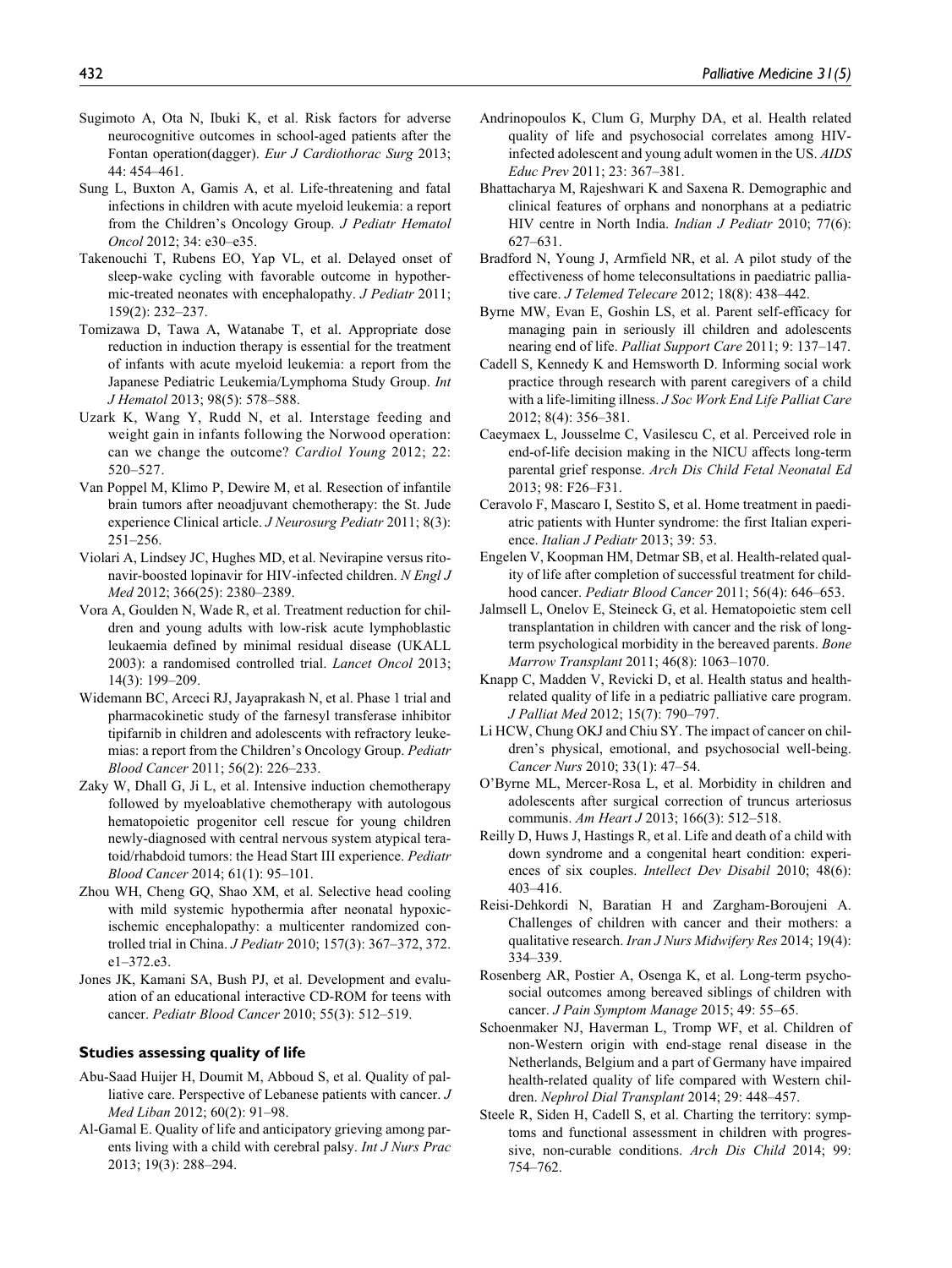Sugimoto A, Ota N, Ibuki K, et al. Risk factors for adverse neurocognitive outcomes in school-aged patients after the Fontan operation(dagger). *Eur J Cardiothorac Surg* 2013; 44: 454–461.

Sung L, Buxton A, Gamis A, et al. Life-threatening and fatal infections in children with acute myeloid leukemia: a report from the Children's Oncology Group. *J Pediatr Hematol Oncol* 2012; 34: e30–e35.

Takenouchi T, Rubens EO, Yap VL, et al. Delayed onset of sleep-wake cycling with favorable outcome in hypothermic-treated neonates with encephalopathy. *J Pediatr* 2011; 159(2): 232–237.

Tomizawa D, Tawa A, Watanabe T, et al. Appropriate dose reduction in induction therapy is essential for the treatment of infants with acute myeloid leukemia: a report from the Japanese Pediatric Leukemia/Lymphoma Study Group. *Int J Hematol* 2013; 98(5): 578–588.

Uzark K, Wang Y, Rudd N, et al. Interstage feeding and weight gain in infants following the Norwood operation: can we change the outcome? *Cardiol Young* 2012; 22: 520–527.

Van Poppel M, Klimo P, Dewire M, et al. Resection of infantile brain tumors after neoadjuvant chemotherapy: the St. Jude experience Clinical article. *J Neurosurg Pediatr* 2011; 8(3): 251–256.

Violari A, Lindsey JC, Hughes MD, et al. Nevirapine versus ritonavir-boosted lopinavir for HIV-infected children. *N Engl J Med* 2012; 366(25): 2380–2389.

Vora A, Goulden N, Wade R, et al. Treatment reduction for children and young adults with low-risk acute lymphoblastic leukaemia defined by minimal residual disease (UKALL 2003): a randomised controlled trial. *Lancet Oncol* 2013; 14(3): 199–209.

Widemann BC, Arceci RJ, Jayaprakash N, et al. Phase 1 trial and pharmacokinetic study of the farnesyl transferase inhibitor tipifarnib in children and adolescents with refractory leukemias: a report from the Children's Oncology Group. *Pediatr Blood Cancer* 2011; 56(2): 226–233.

Zaky W, Dhall G, Ji L, et al. Intensive induction chemotherapy followed by myeloablative chemotherapy with autologous hematopoietic progenitor cell rescue for young children newly-diagnosed with central nervous system atypical teratoid/rhabdoid tumors: the Head Start III experience. *Pediatr Blood Cancer* 2014; 61(1): 95–101.

Zhou WH, Cheng GQ, Shao XM, et al. Selective head cooling with mild systemic hypothermia after neonatal hypoxic-ischemic encephalopathy: a multicenter randomized controlled trial in China. *J Pediatr* 2010; 157(3): 367–372, 372.e1–372.e3.

Jones JK, Kamani SA, Bush PJ, et al. Development and evaluation of an educational interactive CD-ROM for teens with cancer. *Pediatr Blood Cancer* 2010; 55(3): 512–519.

### Studies assessing quality of life

Abu-Saad Huijer H, Doumit M, Abboud S, et al. Quality of palliative care. Perspective of Lebanese patients with cancer. *J Med Liban* 2012; 60(2): 91–98.

Al-Gamal E. Quality of life and anticipatory grieving among parents living with a child with cerebral palsy. *Int J Nurs Prac* 2013; 19(3): 288–294.

Andrinopoulos K, Clum G, Murphy DA, et al. Health related quality of life and psychosocial correlates among HIV-infected adolescent and young adult women in the US. *AIDS Educ Prev* 2011; 23: 367–381.

Bhattacharya M, Rajeshwari K and Saxena R. Demographic and clinical features of orphans and nonorphans at a pediatric HIV centre in North India. *Indian J Pediatr* 2010; 77(6): 627–631.

Bradford N, Young J, Armfield NR, et al. A pilot study of the effectiveness of home teleconsultations in paediatric palliative care. *J Telemed Telecare* 2012; 18(8): 438–442.

Byrne MW, Evan E, Goshin LS, et al. Parent self-efficacy for managing pain in seriously ill children and adolescents nearing end of life. *Palliat Support Care* 2011; 9: 137–147.

Cadell S, Kennedy K and Hemsworth D. Informing social work practice through research with parent caregivers of a child with a life-limiting illness. *J Soc Work End Life Palliat Care* 2012; 8(4): 356–381.

Caeymaex L, Jousselme C, Vasilescu C, et al. Perceived role in end-of-life decision making in the NICU affects long-term parental grief response. *Arch Dis Child Fetal Neonatal Ed* 2013; 98: F26–F31.

Ceravolo F, Mascaro I, Sestito S, et al. Home treatment in paediatric patients with Hunter syndrome: the first Italian experience. *Italian J Pediatr* 2013; 39: 53.

Engelen V, Koopman HM, Detmar SB, et al. Health-related quality of life after completion of successful treatment for childhood cancer. *Pediatr Blood Cancer* 2011; 56(4): 646–653.

Jalmsell L, Onelov E, Steineck G, et al. Hematopoietic stem cell transplantation in children with cancer and the risk of long-term psychological morbidity in the bereaved parents. *Bone Marrow Transplant* 2011; 46(8): 1063–1070.

Knapp C, Madden V, Revicki D, et al. Health status and health-related quality of life in a pediatric palliative care program. *J Palliat Med* 2012; 15(7): 790–797.

Li HCW, Chung OKJ and Chiu SY. The impact of cancer on children's physical, emotional, and psychosocial well-being. *Cancer Nurs* 2010; 33(1): 47–54.

O'Byrne ML, Mercer-Rosa L, et al. Morbidity in children and adolescents after surgical correction of truncus arteriosus communis. *Am Heart J* 2013; 166(3): 512–518.

Reilly D, Huws J, Hastings R, et al. Life and death of a child with down syndrome and a congenital heart condition: experiences of six couples. *Intellect Dev Disabil* 2010; 48(6): 403–416.

Reisi-Dehkordi N, Baratian H and Zargham-Boroujeni A. Challenges of children with cancer and their mothers: a qualitative research. *Iran J Nurs Midwifery Res* 2014; 19(4): 334–339.

Rosenberg AR, Postier A, Osenga K, et al. Long-term psychosocial outcomes among bereaved siblings of children with cancer. *J Pain Symptom Manage* 2015; 49: 55–65.

Schoenmaker NJ, Haverman L, Tromp WF, et al. Children of non-Western origin with end-stage renal disease in the Netherlands, Belgium and a part of Germany have impaired health-related quality of life compared with Western children. *Nephrol Dial Transplant* 2014; 29: 448–457.

Steele R, Siden H, Cadell S, et al. Charting the territory: symptoms and functional assessment in children with progressive, non-curable conditions. *Arch Dis Child* 2014; 99: 754–762.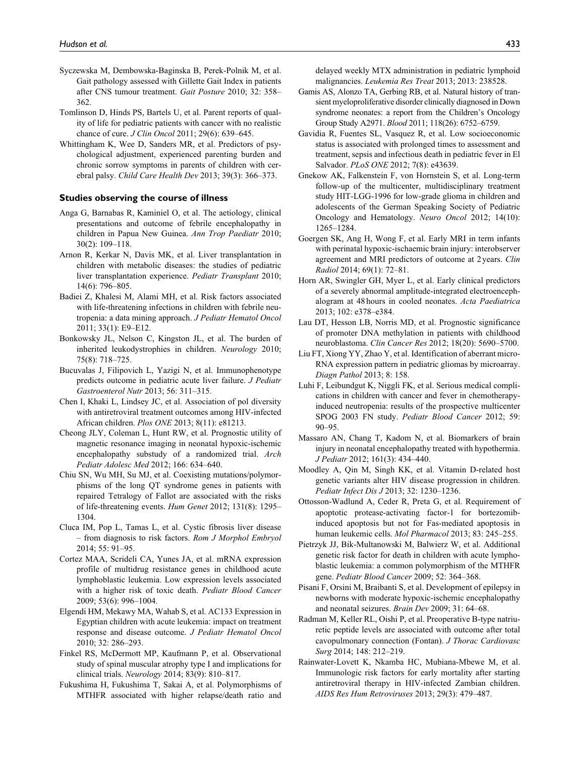Syczewska M, Dembowska-Baginska B, Perek-Polnik M, et al. Gait pathology assessed with Gillette Gait Index in patients after CNS tumour treatment. *Gait Posture* 2010; 32: 358–362.

Tomlinson D, Hinds PS, Bartels U, et al. Parent reports of quality of life for pediatric patients with cancer with no realistic chance of cure. *J Clin Oncol* 2011; 29(6): 639–645.

Whittingham K, Wee D, Sanders MR, et al. Predictors of psychological adjustment, experienced parenting burden and chronic sorrow symptoms in parents of children with cerebral palsy. *Child Care Health Dev* 2013; 39(3): 366–373.

### Studies observing the course of illness

Anga G, Barnabas R, Kaminiel O, et al. The aetiology, clinical presentations and outcome of febrile encephalopathy in children in Papua New Guinea. *Ann Trop Paediatr* 2010; 30(2): 109–118.

Arnon R, Kerkar N, Davis MK, et al. Liver transplantation in children with metabolic diseases: the studies of pediatric liver transplantation experience. *Pediatr Transplant* 2010; 14(6): 796–805.

Badiei Z, Khalesi M, Alami MH, et al. Risk factors associated with life-threatening infections in children with febrile neutropenia: a data mining approach. *J Pediatr Hematol Oncol* 2011; 33(1): E9–E12.

Bonkowsky JL, Nelson C, Kingston JL, et al. The burden of inherited leukodystrophies in children. *Neurology* 2010; 75(8): 718–725.

Bucuvalas J, Filipovich L, Yazigi N, et al. Immunophenotype predicts outcome in pediatric acute liver failure. *J Pediatr Gastroenterol Nutr* 2013; 56: 311–315.

Chen I, Khaki L, Lindsey JC, et al. Association of pol diversity with antiretroviral treatment outcomes among HIV-infected African children. *Plos ONE* 2013; 8(11): e81213.

Cheong JLY, Coleman L, Hunt RW, et al. Prognostic utility of magnetic resonance imaging in neonatal hypoxic-ischemic encephalopathy substudy of a randomized trial. *Arch Pediatr Adolesc Med* 2012; 166: 634–640.

Chiu SN, Wu MH, Su MJ, et al. Coexisting mutations/polymorphisms of the long QT syndrome genes in patients with repaired Tetralogy of Fallot are associated with the risks of life-threatening events. *Hum Genet* 2012; 131(8): 1295–1304.

Cluca IM, Pop L, Tamas L, et al. Cystic fibrosis liver disease – from diagnosis to risk factors. *Rom J Morphol Embryol* 2014; 55: 91–95.

Cortez MAA, Scrideli CA, Yunes JA, et al. mRNA expression profile of multidrug resistance genes in childhood acute lymphoblastic leukemia. Low expression levels associated with a higher risk of toxic death. *Pediatr Blood Cancer* 2009; 53(6): 996–1004.

Elgendi HM, Mekawy MA, Wahab S, et al. AC133 Expression in Egyptian children with acute leukemia: impact on treatment response and disease outcome. *J Pediatr Hematol Oncol* 2010; 32: 286–293.

Finkel RS, McDermott MP, Kaufmann P, et al. Observational study of spinal muscular atrophy type I and implications for clinical trials. *Neurology* 2014; 83(9): 810–817.

Fukushima H, Fukushima T, Sakai A, et al. Polymorphisms of MTHFR associated with higher relapse/death ratio and delayed weekly MTX administration in pediatric lymphoid malignancies. *Leukemia Res Treat* 2013; 2013: 238528.

Gamis AS, Alonzo TA, Gerbing RB, et al. Natural history of transient myeloproliferative disorder clinically diagnosed in Down syndrome neonates: a report from the Children's Oncology Group Study A2971. *Blood* 2011; 118(26): 6752–6759.

Gavidia R, Fuentes SL, Vasquez R, et al. Low socioeconomic status is associated with prolonged times to assessment and treatment, sepsis and infectious death in pediatric fever in El Salvador. *PLoS ONE* 2012; 7(8): e43639.

Gnekow AK, Falkenstein F, von Hornstein S, et al. Long-term follow-up of the multicenter, multidisciplinary treatment study HIT-LGG-1996 for low-grade glioma in children and adolescents of the German Speaking Society of Pediatric Oncology and Hematology. *Neuro Oncol* 2012; 14(10): 1265–1284.

Goergen SK, Ang H, Wong F, et al. Early MRI in term infants with perinatal hypoxic-ischaemic brain injury: interobserver agreement and MRI predictors of outcome at 2 years. *Clin Radiol* 2014; 69(1): 72–81.

Horn AR, Swingler GH, Myer L, et al. Early clinical predictors of a severely abnormal amplitude-integrated electroencephalogram at 48 hours in cooled neonates. *Acta Paediatrica* 2013; 102: e378–e384.

Lau DT, Hesson LB, Norris MD, et al. Prognostic significance of promoter DNA methylation in patients with childhood neuroblastoma. *Clin Cancer Res* 2012; 18(20): 5690–5700.

Liu FT, Xiong YY, Zhao Y, et al. Identification of aberrant microRNA expression pattern in pediatric gliomas by microarray. *Diagn Pathol* 2013; 8: 158.

Luhi F, Leibundgut K, Niggli FK, et al. Serious medical complications in children with cancer and fever in chemotherapy-induced neutropenia: results of the prospective multicenter SPOG 2003 FN study. *Pediatr Blood Cancer* 2012; 59: 90–95.

Massaro AN, Chang T, Kadom N, et al. Biomarkers of brain injury in neonatal encephalopathy treated with hypothermia. *J Pediatr* 2012; 161(3): 434–440.

Moodley A, Qin M, Singh KK, et al. Vitamin D-related host genetic variants alter HIV disease progression in children. *Pediatr Infect Dis J* 2013; 32: 1230–1236.

Ottosson-Wadlund A, Ceder R, Preta G, et al. Requirement of apoptotic protease-activating factor-1 for bortezomib-induced apoptosis but not for Fas-mediated apoptosis in human leukemic cells. *Mol Pharmacol* 2013; 83: 245–255.

Pietrzyk JJ, Bik-Multanowski M, Balwierz W, et al. Additional genetic risk factor for death in children with acute lymphoblastic leukemia: a common polymorphism of the MTHFR gene. *Pediatr Blood Cancer* 2009; 52: 364–368.

Pisani F, Orsini M, Braibanti S, et al. Development of epilepsy in newborns with moderate hypoxic-ischemic encephalopathy and neonatal seizures. *Brain Dev* 2009; 31: 64–68.

Radman M, Keller RL, Oishi P, et al. Preoperative B-type natriuretic peptide levels are associated with outcome after total cavopulmonary connection (Fontan). *J Thorac Cardiovasc Surg* 2014; 148: 212–219.

Rainwater-Lovett K, Nkamba HC, Mubiana-Mbewe M, et al. Immunologic risk factors for early mortality after starting antiretroviral therapy in HIV-infected Zambian children. *AIDS Res Hum Retroviruses* 2013; 29(3): 479–487.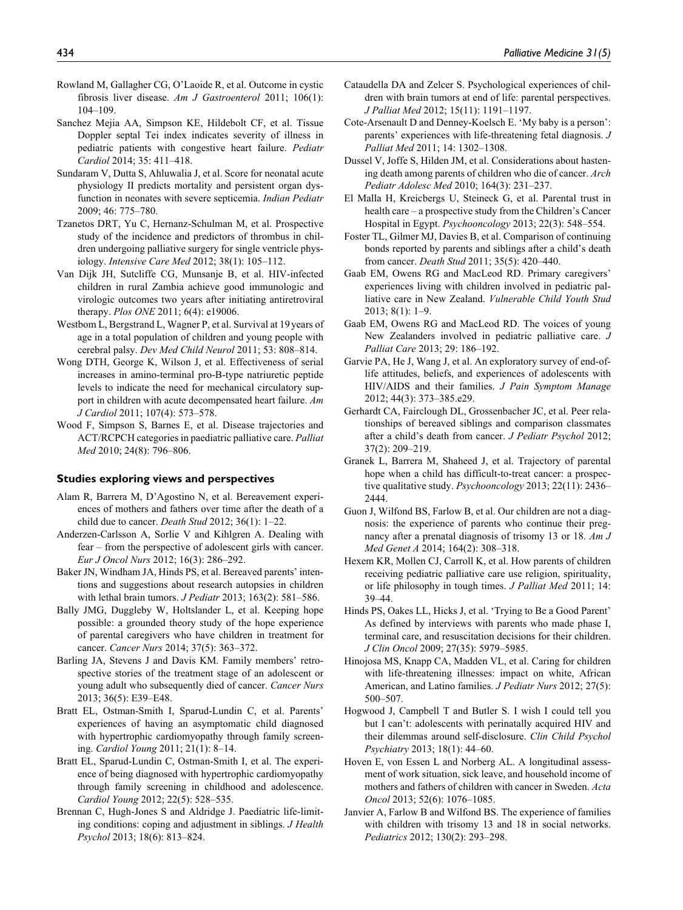Rowland M, Gallagher CG, O'Laoide R, et al. Outcome in cystic fibrosis liver disease. *Am J Gastroenterol* 2011; 106(1): 104–109.

Sanchez Mejia AA, Simpson KE, Hildebolt CF, et al. Tissue Doppler septal Tei index indicates severity of illness in pediatric patients with congestive heart failure. *Pediatr Cardiol* 2014; 35: 411–418.

Sundaram V, Dutta S, Ahluwalia J, et al. Score for neonatal acute physiology II predicts mortality and persistent organ dysfunction in neonates with severe septicemia. *Indian Pediatr* 2009; 46: 775–780.

Tzanetos DRT, Yu C, Hernanz-Schulman M, et al. Prospective study of the incidence and predictors of thrombus in children undergoing palliative surgery for single ventricle physiology. *Intensive Care Med* 2012; 38(1): 105–112.

Van Dijk JH, Sutcliffe CG, Munsanje B, et al. HIV-infected children in rural Zambia achieve good immunologic and virologic outcomes two years after initiating antiretroviral therapy. *Plos ONE* 2011; 6(4): e19006.

Westbom L, Bergstrand L, Wagner P, et al. Survival at 19 years of age in a total population of children and young people with cerebral palsy. *Dev Med Child Neurol* 2011; 53: 808–814.

Wong DTH, George K, Wilson J, et al. Effectiveness of serial increases in amino-terminal pro-B-type natriuretic peptide levels to indicate the need for mechanical circulatory support in children with acute decompensated heart failure. *Am J Cardiol* 2011; 107(4): 573–578.

Wood F, Simpson S, Barnes E, et al. Disease trajectories and ACT/RCPCH categories in paediatric palliative care. *Palliat Med* 2010; 24(8): 796–806.

### Studies exploring views and perspectives

Alam R, Barrera M, D'Agostino N, et al. Bereavement experiences of mothers and fathers over time after the death of a child due to cancer. *Death Stud* 2012; 36(1): 1–22.

Anderzen-Carlsson A, Sorlie V and Kihlgren A. Dealing with fear – from the perspective of adolescent girls with cancer. *Eur J Oncol Nurs* 2012; 16(3): 286–292.

Baker JN, Windham JA, Hinds PS, et al. Bereaved parents' intentions and suggestions about research autopsies in children with lethal brain tumors. *J Pediatr* 2013; 163(2): 581–586.

Bally JMG, Duggleby W, Holtslander L, et al. Keeping hope possible: a grounded theory study of the hope experience of parental caregivers who have children in treatment for cancer. *Cancer Nurs* 2014; 37(5): 363–372.

Barling JA, Stevens J and Davis KM. Family members' retrospective stories of the treatment stage of an adolescent or young adult who subsequently died of cancer. *Cancer Nurs* 2013; 36(5): E39–E48.

Bratt EL, Ostman-Smith I, Sparud-Lundin C, et al. Parents' experiences of having an asymptomatic child diagnosed with hypertrophic cardiomyopathy through family screening. *Cardiol Young* 2011; 21(1): 8–14.

Bratt EL, Sparud-Lundin C, Ostman-Smith I, et al. The experience of being diagnosed with hypertrophic cardiomyopathy through family screening in childhood and adolescence. *Cardiol Young* 2012; 22(5): 528–535.

Brennan C, Hugh-Jones S and Aldridge J. Paediatric life-limiting conditions: coping and adjustment in siblings. *J Health Psychol* 2013; 18(6): 813–824.

Cataudella DA and Zelcer S. Psychological experiences of children with brain tumors at end of life: parental perspectives. *J Palliat Med* 2012; 15(11): 1191–1197.

Cote-Arsenault D and Denney-Koelsch E. 'My baby is a person': parents' experiences with life-threatening fetal diagnosis. *J Palliat Med* 2011; 14: 1302–1308.

Dussel V, Joffe S, Hilden JM, et al. Considerations about hastening death among parents of children who die of cancer. *Arch Pediatr Adolesc Med* 2010; 164(3): 231–237.

El Malla H, Kreicbergs U, Steineck G, et al. Parental trust in health care – a prospective study from the Children's Cancer Hospital in Egypt. *Psychooncology* 2013; 22(3): 548–554.

Foster TL, Gilmer MJ, Davies B, et al. Comparison of continuing bonds reported by parents and siblings after a child's death from cancer. *Death Stud* 2011; 35(5): 420–440.

Gaab EM, Owens RG and MacLeod RD. Primary caregivers' experiences living with children involved in pediatric palliative care in New Zealand. *Vulnerable Child Youth Stud* 2013; 8(1): 1–9.

Gaab EM, Owens RG and MacLeod RD. The voices of young New Zealanders involved in pediatric palliative care. *J Palliat Care* 2013; 29: 186–192.

Garvie PA, He J, Wang J, et al. An exploratory survey of end-of-life attitudes, beliefs, and experiences of adolescents with HIV/AIDS and their families. *J Pain Symptom Manage* 2012; 44(3): 373–385.e29.

Gerhardt CA, Fairclough DL, Grossenbacher JC, et al. Peer relationships of bereaved siblings and comparison classmates after a child's death from cancer. *J Pediatr Psychol* 2012; 37(2): 209–219.

Granek L, Barrera M, Shaheed J, et al. Trajectory of parental hope when a child has difficult-to-treat cancer: a prospective qualitative study. *Psychooncology* 2013; 22(11): 2436–2444.

Guon J, Wilfond BS, Farlow B, et al. Our children are not a diagnosis: the experience of parents who continue their pregnancy after a prenatal diagnosis of trisomy 13 or 18. *Am J Med Genet A* 2014; 164(2): 308–318.

Hexem KR, Mollen CJ, Carroll K, et al. How parents of children receiving pediatric palliative care use religion, spirituality, or life philosophy in tough times. *J Palliat Med* 2011; 14: 39–44.

Hinds PS, Oakes LL, Hicks J, et al. 'Trying to Be a Good Parent' As defined by interviews with parents who made phase I, terminal care, and resuscitation decisions for their children. *J Clin Oncol* 2009; 27(35): 5979–5985.

Hinojosa MS, Knapp CA, Madden VL, et al. Caring for children with life-threatening illnesses: impact on white, African American, and Latino families. *J Pediatr Nurs* 2012; 27(5): 500–507.

Hogwood J, Campbell T and Butler S. I wish I could tell you but I can't: adolescents with perinatally acquired HIV and their dilemmas around self-disclosure. *Clin Child Psychol Psychiatry* 2013; 18(1): 44–60.

Hoven E, von Essen L and Norberg AL. A longitudinal assessment of work situation, sick leave, and household income of mothers and fathers of children with cancer in Sweden. *Acta Oncol* 2013; 52(6): 1076–1085.

Janvier A, Farlow B and Wilfond BS. The experience of families with children with trisomy 13 and 18 in social networks. *Pediatrics* 2012; 130(2): 293–298.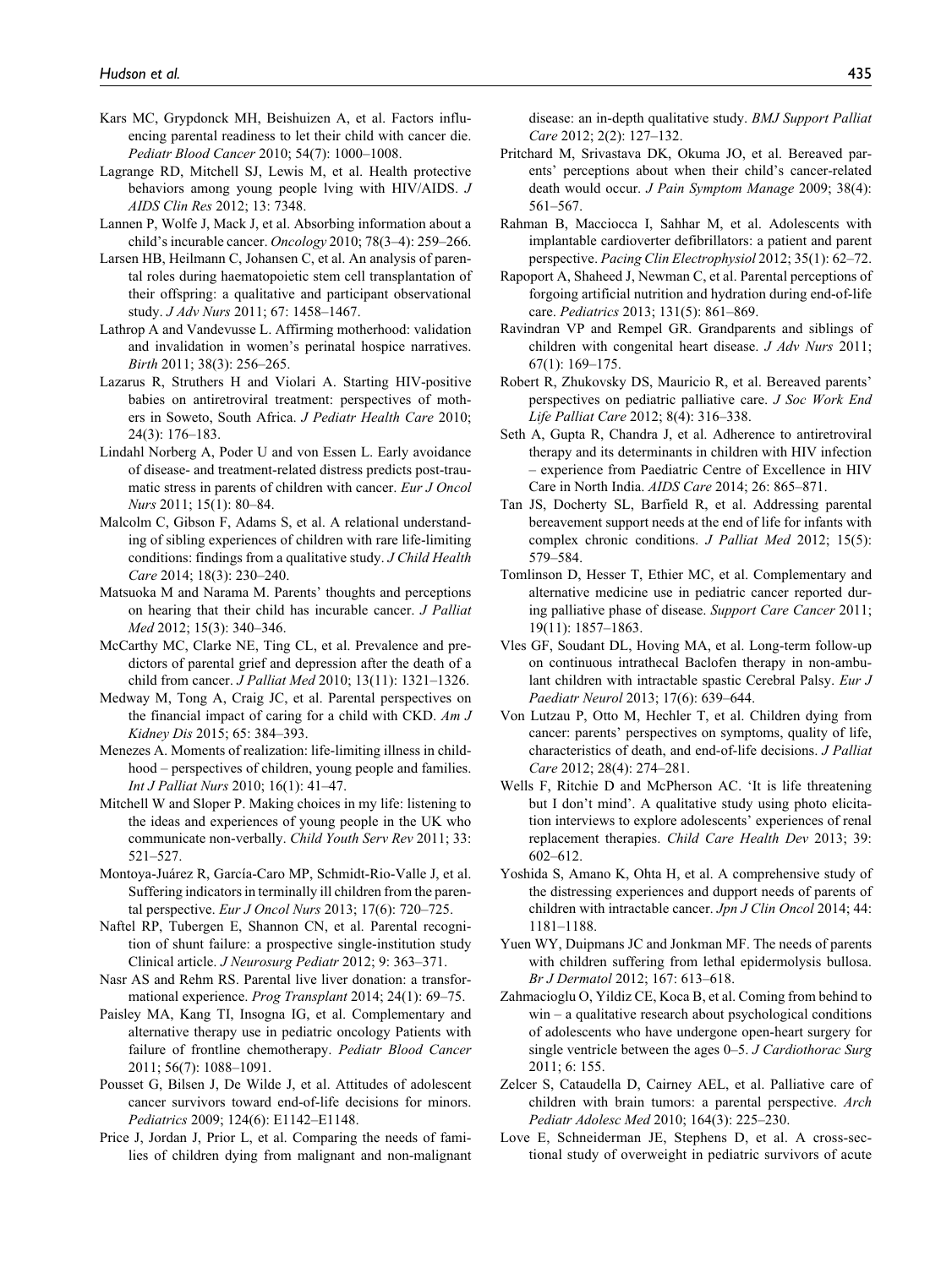Kars MC, Grypdonck MH, Beishuizen A, et al. Factors influencing parental readiness to let their child with cancer die. *Pediatr Blood Cancer* 2010; 54(7): 1000–1008.

Lagrange RD, Mitchell SJ, Lewis M, et al. Health protective behaviors among young people lving with HIV/AIDS. *J AIDS Clin Res* 2012; 13: 7348.

Lannen P, Wolfe J, Mack J, et al. Absorbing information about a child's incurable cancer. *Oncology* 2010; 78(3–4): 259–266.

Larsen HB, Heilmann C, Johansen C, et al. An analysis of parental roles during haematopoietic stem cell transplantation of their offspring: a qualitative and participant observational study. *J Adv Nurs* 2011; 67: 1458–1467.

Lathrop A and Vandevusse L. Affirming motherhood: validation and invalidation in women's perinatal hospice narratives. *Birth* 2011; 38(3): 256–265.

Lazarus R, Struthers H and Violari A. Starting HIV-positive babies on antiretroviral treatment: perspectives of mothers in Soweto, South Africa. *J Pediatr Health Care* 2010; 24(3): 176–183.

Lindahl Norberg A, Poder U and von Essen L. Early avoidance of disease- and treatment-related distress predicts post-traumatic stress in parents of children with cancer. *Eur J Oncol Nurs* 2011; 15(1): 80–84.

Malcolm C, Gibson F, Adams S, et al. A relational understanding of sibling experiences of children with rare life-limiting conditions: findings from a qualitative study. *J Child Health Care* 2014; 18(3): 230–240.

Matsuoka M and Narama M. Parents' thoughts and perceptions on hearing that their child has incurable cancer. *J Palliat Med* 2012; 15(3): 340–346.

McCarthy MC, Clarke NE, Ting CL, et al. Prevalence and predictors of parental grief and depression after the death of a child from cancer. *J Palliat Med* 2010; 13(11): 1321–1326.

Medway M, Tong A, Craig JC, et al. Parental perspectives on the financial impact of caring for a child with CKD. *Am J Kidney Dis* 2015; 65: 384–393.

Menezes A. Moments of realization: life-limiting illness in childhood – perspectives of children, young people and families. *Int J Palliat Nurs* 2010; 16(1): 41–47.

Mitchell W and Sloper P. Making choices in my life: listening to the ideas and experiences of young people in the UK who communicate non-verbally. *Child Youth Serv Rev* 2011; 33: 521–527.

Montoya-Juárez R, García-Caro MP, Schmidt-Rio-Valle J, et al. Suffering indicators in terminally ill children from the parental perspective. *Eur J Oncol Nurs* 2013; 17(6): 720–725.

Naftel RP, Tubergen E, Shannon CN, et al. Parental recognition of shunt failure: a prospective single-institution study Clinical article. *J Neurosurg Pediatr* 2012; 9: 363–371.

Nasr AS and Rehm RS. Parental live liver donation: a transformational experience. *Prog Transplant* 2014; 24(1): 69–75.

Paisley MA, Kang TI, Insogna IG, et al. Complementary and alternative therapy use in pediatric oncology Patients with failure of frontline chemotherapy. *Pediatr Blood Cancer* 2011; 56(7): 1088–1091.

Pousset G, Bilsen J, De Wilde J, et al. Attitudes of adolescent cancer survivors toward end-of-life decisions for minors. *Pediatrics* 2009; 124(6): E1142–E1148.

Price J, Jordan J, Prior L, et al. Comparing the needs of families of children dying from malignant and non-malignant disease: an in-depth qualitative study. *BMJ Support Palliat Care* 2012; 2(2): 127–132.

Pritchard M, Srivastava DK, Okuma JO, et al. Bereaved parents' perceptions about when their child's cancer-related death would occur. *J Pain Symptom Manage* 2009; 38(4): 561–567.

Rahman B, Macciocca I, Sahhar M, et al. Adolescents with implantable cardioverter defibrillators: a patient and parent perspective. *Pacing Clin Electrophysiol* 2012; 35(1): 62–72.

Rapoport A, Shaheed J, Newman C, et al. Parental perceptions of forgoing artificial nutrition and hydration during end-of-life care. *Pediatrics* 2013; 131(5): 861–869.

Ravindran VP and Rempel GR. Grandparents and siblings of children with congenital heart disease. *J Adv Nurs* 2011; 67(1): 169–175.

Robert R, Zhukovsky DS, Mauricio R, et al. Bereaved parents' perspectives on pediatric palliative care. *J Soc Work End Life Palliat Care* 2012; 8(4): 316–338.

Seth A, Gupta R, Chandra J, et al. Adherence to antiretroviral therapy and its determinants in children with HIV infection – experience from Paediatric Centre of Excellence in HIV Care in North India. *AIDS Care* 2014; 26: 865–871.

Tan JS, Docherty SL, Barfield R, et al. Addressing parental bereavement support needs at the end of life for infants with complex chronic conditions. *J Palliat Med* 2012; 15(5): 579–584.

Tomlinson D, Hesser T, Ethier MC, et al. Complementary and alternative medicine use in pediatric cancer reported during palliative phase of disease. *Support Care Cancer* 2011; 19(11): 1857–1863.

Vles GF, Soudant DL, Hoving MA, et al. Long-term follow-up on continuous intrathecal Baclofen therapy in non-ambulant children with intractable spastic Cerebral Palsy. *Eur J Paediatr Neurol* 2013; 17(6): 639–644.

Von Lutzau P, Otto M, Hechler T, et al. Children dying from cancer: parents' perspectives on symptoms, quality of life, characteristics of death, and end-of-life decisions. *J Palliat Care* 2012; 28(4): 274–281.

Wells F, Ritchie D and McPherson AC. 'It is life threatening but I don't mind'. A qualitative study using photo elicitation interviews to explore adolescents' experiences of renal replacement therapies. *Child Care Health Dev* 2013; 39: 602–612.

Yoshida S, Amano K, Ohta H, et al. A comprehensive study of the distressing experiences and dupport needs of parents of children with intractable cancer. *Jpn J Clin Oncol* 2014; 44: 1181–1188.

Yuen WY, Duipmans JC and Jonkman MF. The needs of parents with children suffering from lethal epidermolysis bullosa. *Br J Dermatol* 2012; 167: 613–618.

Zahmacioglu O, Yildiz CE, Koca B, et al. Coming from behind to win – a qualitative research about psychological conditions of adolescents who have undergone open-heart surgery for single ventricle between the ages 0–5. *J Cardiothorac Surg* 2011; 6: 155.

Zelcer S, Cataudella D, Cairney AEL, et al. Palliative care of children with brain tumors: a parental perspective. *Arch Pediatr Adolesc Med* 2010; 164(3): 225–230.

Love E, Schneiderman JE, Stephens D, et al. A cross-sectional study of overweight in pediatric survivors of acute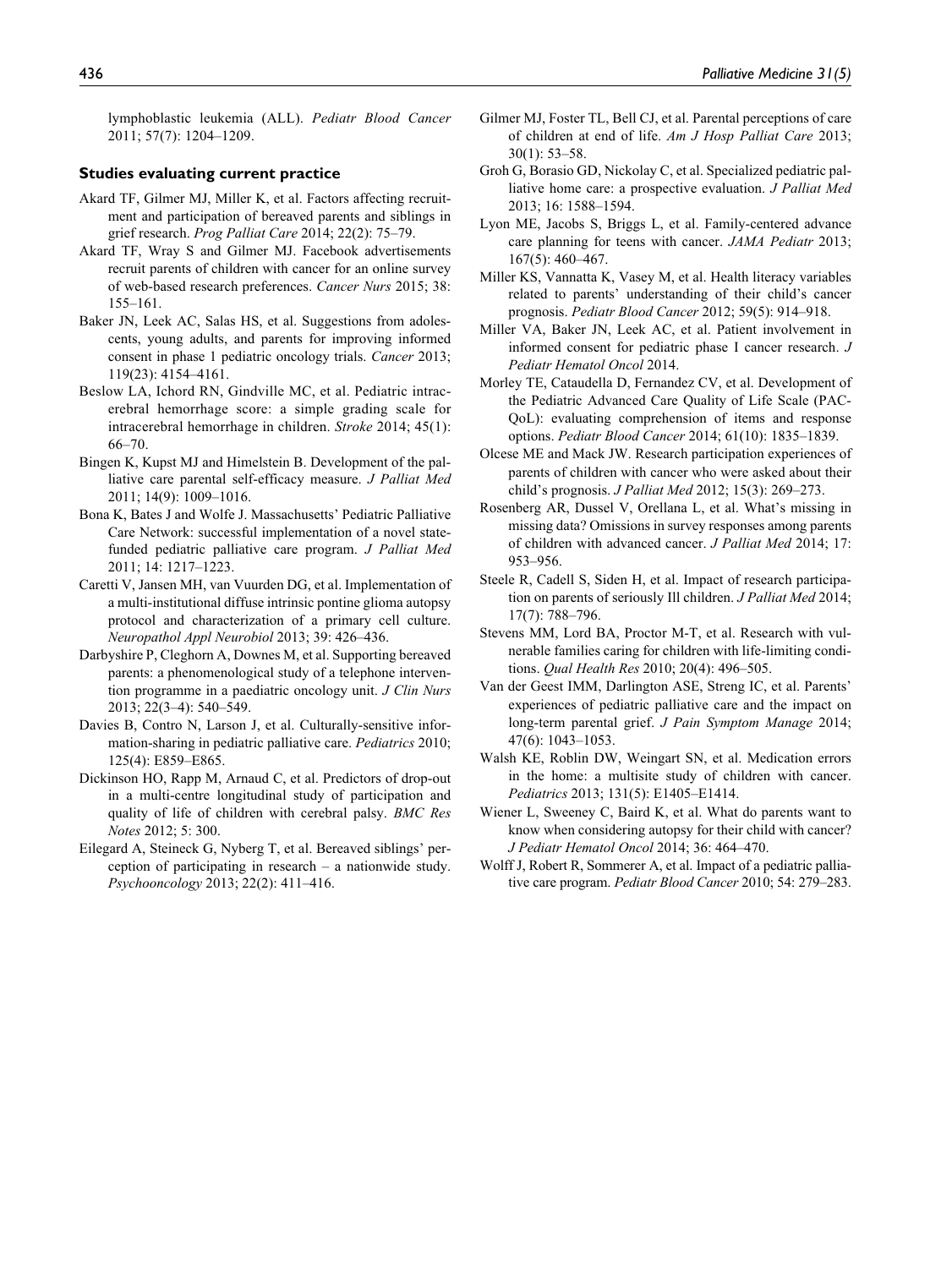lymphoblastic leukemia (ALL). *Pediatr Blood Cancer* 2011; 57(7): 1204–1209.

### Studies evaluating current practice

Akard TF, Gilmer MJ, Miller K, et al. Factors affecting recruitment and participation of bereaved parents and siblings in grief research. *Prog Palliat Care* 2014; 22(2): 75–79.

Akard TF, Wray S and Gilmer MJ. Facebook advertisements recruit parents of children with cancer for an online survey of web-based research preferences. *Cancer Nurs* 2015; 38: 155–161.

Baker JN, Leek AC, Salas HS, et al. Suggestions from adolescents, young adults, and parents for improving informed consent in phase 1 pediatric oncology trials. *Cancer* 2013; 119(23): 4154–4161.

Beslow LA, Ichord RN, Gindville MC, et al. Pediatric intracerebral hemorrhage score: a simple grading scale for intracerebral hemorrhage in children. *Stroke* 2014; 45(1): 66–70.

Bingen K, Kupst MJ and Himelstein B. Development of the palliative care parental self-efficacy measure. *J Palliat Med* 2011; 14(9): 1009–1016.

Bona K, Bates J and Wolfe J. Massachusetts' Pediatric Palliative Care Network: successful implementation of a novel state-funded pediatric palliative care program. *J Palliat Med* 2011; 14: 1217–1223.

Caretti V, Jansen MH, van Vuurden DG, et al. Implementation of a multi-institutional diffuse intrinsic pontine glioma autopsy protocol and characterization of a primary cell culture. *Neuropathol Appl Neurobiol* 2013; 39: 426–436.

Darbyshire P, Cleghorn A, Downes M, et al. Supporting bereaved parents: a phenomenological study of a telephone intervention programme in a paediatric oncology unit. *J Clin Nurs* 2013; 22(3–4): 540–549.

Davies B, Contro N, Larson J, et al. Culturally-sensitive information-sharing in pediatric palliative care. *Pediatrics* 2010; 125(4): E859–E865.

Dickinson HO, Rapp M, Arnaud C, et al. Predictors of drop-out in a multi-centre longitudinal study of participation and quality of life of children with cerebral palsy. *BMC Res Notes* 2012; 5: 300.

Eilegard A, Steineck G, Nyberg T, et al. Bereaved siblings' perception of participating in research – a nationwide study. *Psychooncology* 2013; 22(2): 411–416.

Gilmer MJ, Foster TL, Bell CJ, et al. Parental perceptions of care of children at end of life. *Am J Hosp Palliat Care* 2013; 30(1): 53–58.

Groh G, Borasio GD, Nickolay C, et al. Specialized pediatric palliative home care: a prospective evaluation. *J Palliat Med* 2013; 16: 1588–1594.

Lyon ME, Jacobs S, Briggs L, et al. Family-centered advance care planning for teens with cancer. *JAMA Pediatr* 2013; 167(5): 460–467.

Miller KS, Vannatta K, Vasey M, et al. Health literacy variables related to parents' understanding of their child's cancer prognosis. *Pediatr Blood Cancer* 2012; 59(5): 914–918.

Miller VA, Baker JN, Leek AC, et al. Patient involvement in informed consent for pediatric phase I cancer research. *J Pediatr Hematol Oncol* 2014.

Morley TE, Cataudella D, Fernandez CV, et al. Development of the Pediatric Advanced Care Quality of Life Scale (PAC-QoL): evaluating comprehension of items and response options. *Pediatr Blood Cancer* 2014; 61(10): 1835–1839.

Olcese ME and Mack JW. Research participation experiences of parents of children with cancer who were asked about their child's prognosis. *J Palliat Med* 2012; 15(3): 269–273.

Rosenberg AR, Dussel V, Orellana L, et al. What's missing in missing data? Omissions in survey responses among parents of children with advanced cancer. *J Palliat Med* 2014; 17: 953–956.

Steele R, Cadell S, Siden H, et al. Impact of research participation on parents of seriously Ill children. *J Palliat Med* 2014; 17(7): 788–796.

Stevens MM, Lord BA, Proctor M-T, et al. Research with vulnerable families caring for children with life-limiting conditions. *Qual Health Res* 2010; 20(4): 496–505.

Van der Geest IMM, Darlington ASE, Streng IC, et al. Parents' experiences of pediatric palliative care and the impact on long-term parental grief. *J Pain Symptom Manage* 2014; 47(6): 1043–1053.

Walsh KE, Roblin DW, Weingart SN, et al. Medication errors in the home: a multisite study of children with cancer. *Pediatrics* 2013; 131(5): E1405–E1414.

Wiener L, Sweeney C, Baird K, et al. What do parents want to know when considering autopsy for their child with cancer? *J Pediatr Hematol Oncol* 2014; 36: 464–470.

Wolff J, Robert R, Sommerer A, et al. Impact of a pediatric palliative care program. *Pediatr Blood Cancer* 2010; 54: 279–283.